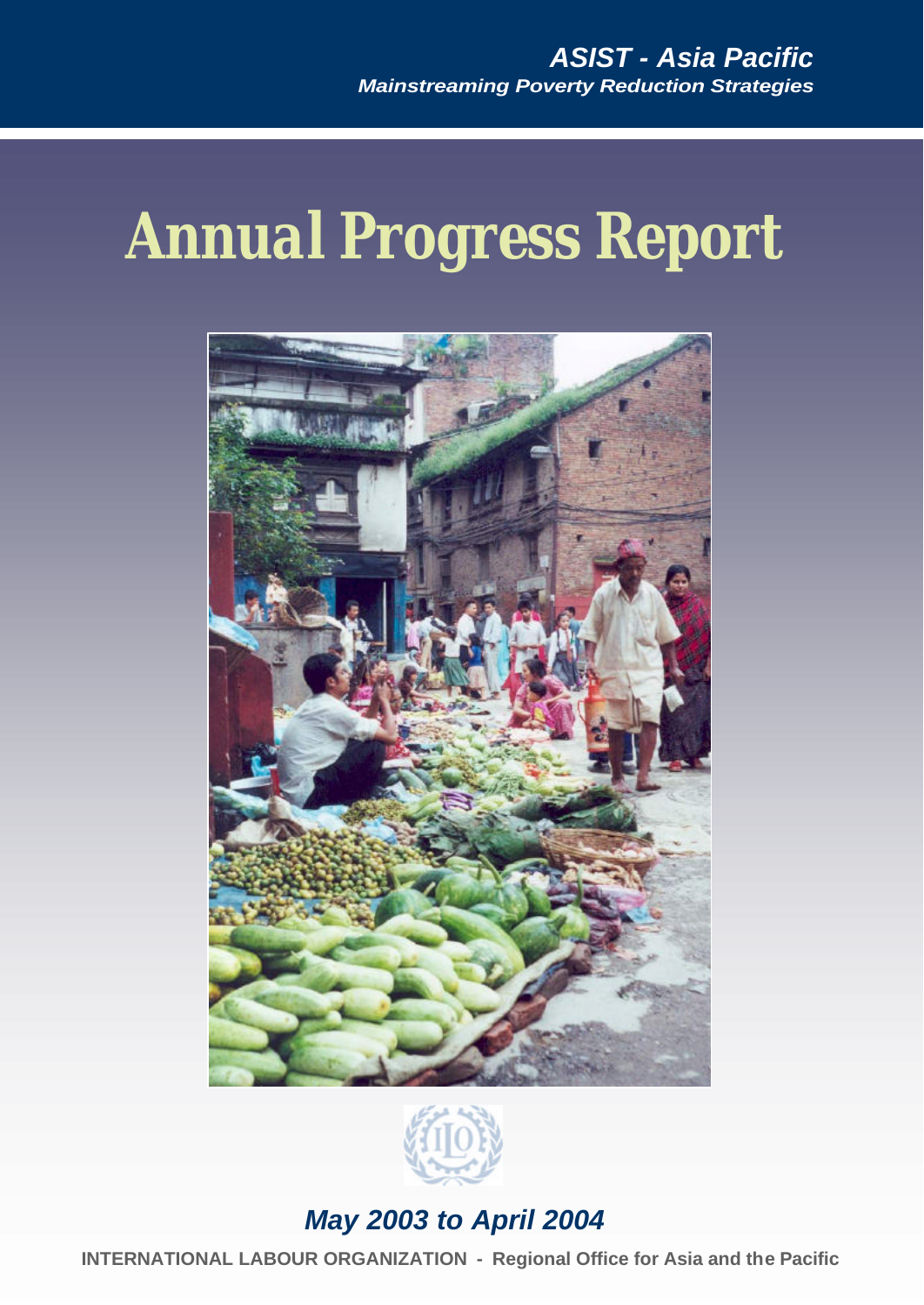***ASIST - Asia Pacific***
***Mainstreaming Poverty Reduction Strategies***

# Annual Progress Report

***May 2003 to April 2004***

**INTERNATIONAL LABOUR ORGANIZATION - Regional Office for Asia and the Pacific**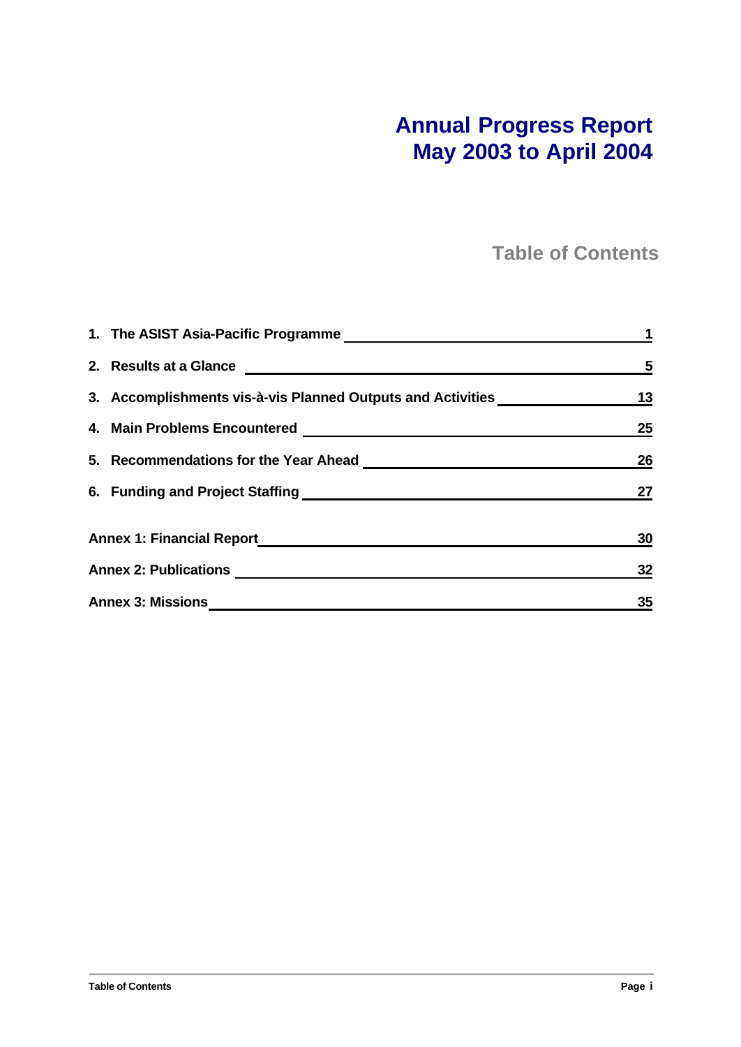# Annual Progress Report
# May 2003 to April 2004

## Table of Contents

1. The ASIST Asia-Pacific Programme — 1
2. Results at a Glance — 5
3. Accomplishments vis-à-vis Planned Outputs and Activities — 13
4. Main Problems Encountered — 25
5. Recommendations for the Year Ahead — 26
6. Funding and Project Staffing — 27

Annex 1: Financial Report — 30

Annex 2: Publications — 32

Annex 3: Missions — 35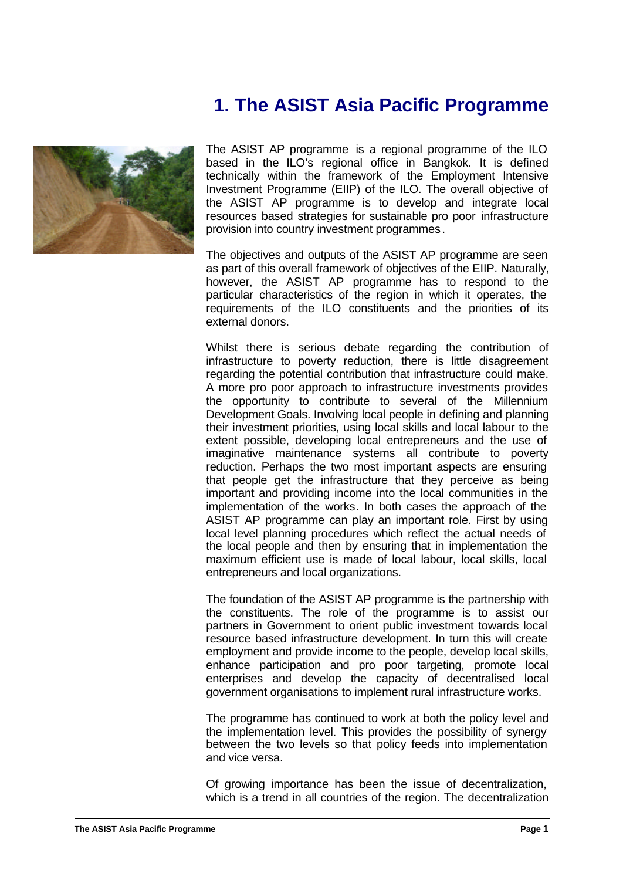# 1. The ASIST Asia Pacific Programme

The ASIST AP programme is a regional programme of the ILO based in the ILO's regional office in Bangkok. It is defined technically within the framework of the Employment Intensive Investment Programme (EIIP) of the ILO. The overall objective of the ASIST AP programme is to develop and integrate local resources based strategies for sustainable pro poor infrastructure provision into country investment programmes.

The objectives and outputs of the ASIST AP programme are seen as part of this overall framework of objectives of the EIIP. Naturally, however, the ASIST AP programme has to respond to the particular characteristics of the region in which it operates, the requirements of the ILO constituents and the priorities of its external donors.

Whilst there is serious debate regarding the contribution of infrastructure to poverty reduction, there is little disagreement regarding the potential contribution that infrastructure could make. A more pro poor approach to infrastructure investments provides the opportunity to contribute to several of the Millennium Development Goals. Involving local people in defining and planning their investment priorities, using local skills and local labour to the extent possible, developing local entrepreneurs and the use of imaginative maintenance systems all contribute to poverty reduction. Perhaps the two most important aspects are ensuring that people get the infrastructure that they perceive as being important and providing income into the local communities in the implementation of the works. In both cases the approach of the ASIST AP programme can play an important role. First by using local level planning procedures which reflect the actual needs of the local people and then by ensuring that in implementation the maximum efficient use is made of local labour, local skills, local entrepreneurs and local organizations.

The foundation of the ASIST AP programme is the partnership with the constituents. The role of the programme is to assist our partners in Government to orient public investment towards local resource based infrastructure development. In turn this will create employment and provide income to the people, develop local skills, enhance participation and pro poor targeting, promote local enterprises and develop the capacity of decentralised local government organisations to implement rural infrastructure works.

The programme has continued to work at both the policy level and the implementation level. This provides the possibility of synergy between the two levels so that policy feeds into implementation and vice versa.

Of growing importance has been the issue of decentralization, which is a trend in all countries of the region. The decentralization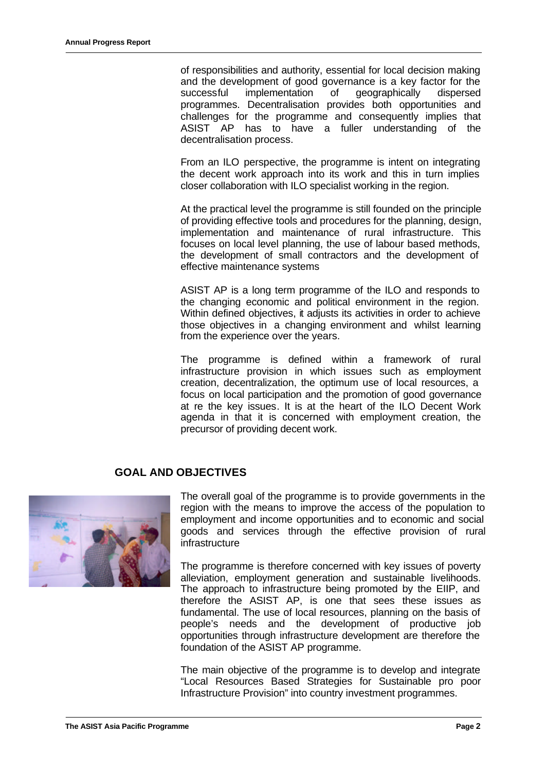of responsibilities and authority, essential for local decision making and the development of good governance is a key factor for the successful implementation of geographically dispersed programmes. Decentralisation provides both opportunities and challenges for the programme and consequently implies that ASIST AP has to have a fuller understanding of the decentralisation process.

From an ILO perspective, the programme is intent on integrating the decent work approach into its work and this in turn implies closer collaboration with ILO specialist working in the region.

At the practical level the programme is still founded on the principle of providing effective tools and procedures for the planning, design, implementation and maintenance of rural infrastructure. This focuses on local level planning, the use of labour based methods, the development of small contractors and the development of effective maintenance systems

ASIST AP is a long term programme of the ILO and responds to the changing economic and political environment in the region. Within defined objectives, it adjusts its activities in order to achieve those objectives in a changing environment and whilst learning from the experience over the years.

The programme is defined within a framework of rural infrastructure provision in which issues such as employment creation, decentralization, the optimum use of local resources, a focus on local participation and the promotion of good governance at re the key issues. It is at the heart of the ILO Decent Work agenda in that it is concerned with employment creation, the precursor of providing decent work.

## GOAL AND OBJECTIVES

The overall goal of the programme is to provide governments in the region with the means to improve the access of the population to employment and income opportunities and to economic and social goods and services through the effective provision of rural infrastructure

The programme is therefore concerned with key issues of poverty alleviation, employment generation and sustainable livelihoods. The approach to infrastructure being promoted by the EIIP, and therefore the ASIST AP, is one that sees these issues as fundamental. The use of local resources, planning on the basis of people's needs and the development of productive job opportunities through infrastructure development are therefore the foundation of the ASIST AP programme.

The main objective of the programme is to develop and integrate "Local Resources Based Strategies for Sustainable pro poor Infrastructure Provision" into country investment programmes.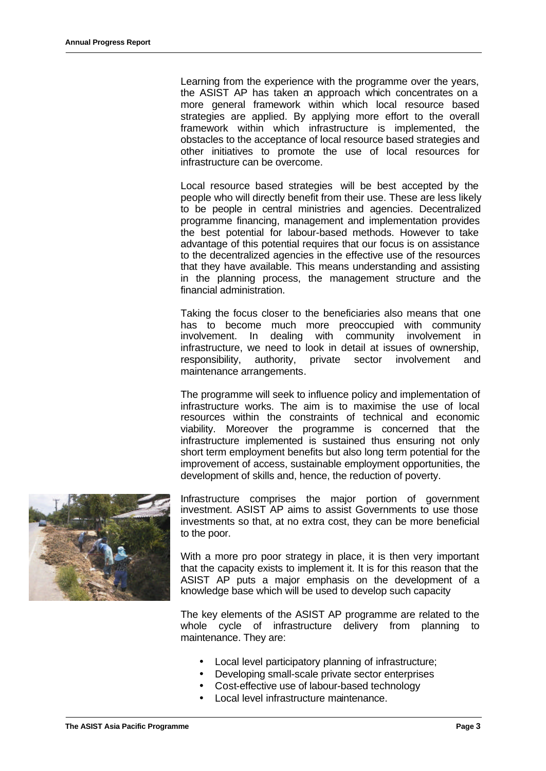Learning from the experience with the programme over the years, the ASIST AP has taken an approach which concentrates on a more general framework within which local resource based strategies are applied. By applying more effort to the overall framework within which infrastructure is implemented, the obstacles to the acceptance of local resource based strategies and other initiatives to promote the use of local resources for infrastructure can be overcome.

Local resource based strategies will be best accepted by the people who will directly benefit from their use. These are less likely to be people in central ministries and agencies. Decentralized programme financing, management and implementation provides the best potential for labour-based methods. However to take advantage of this potential requires that our focus is on assistance to the decentralized agencies in the effective use of the resources that they have available. This means understanding and assisting in the planning process, the management structure and the financial administration.

Taking the focus closer to the beneficiaries also means that one has to become much more preoccupied with community involvement. In dealing with community involvement in infrastructure, we need to look in detail at issues of ownership, responsibility, authority, private sector involvement and maintenance arrangements.

The programme will seek to influence policy and implementation of infrastructure works. The aim is to maximise the use of local resources within the constraints of technical and economic viability. Moreover the programme is concerned that the infrastructure implemented is sustained thus ensuring not only short term employment benefits but also long term potential for the improvement of access, sustainable employment opportunities, the development of skills and, hence, the reduction of poverty.

Infrastructure comprises the major portion of government investment. ASIST AP aims to assist Governments to use those investments so that, at no extra cost, they can be more beneficial to the poor.

With a more pro poor strategy in place, it is then very important that the capacity exists to implement it. It is for this reason that the ASIST AP puts a major emphasis on the development of a knowledge base which will be used to develop such capacity

The key elements of the ASIST AP programme are related to the whole cycle of infrastructure delivery from planning to maintenance. They are:

- Local level participatory planning of infrastructure;
- Developing small-scale private sector enterprises
- Cost-effective use of labour-based technology
- Local level infrastructure maintenance.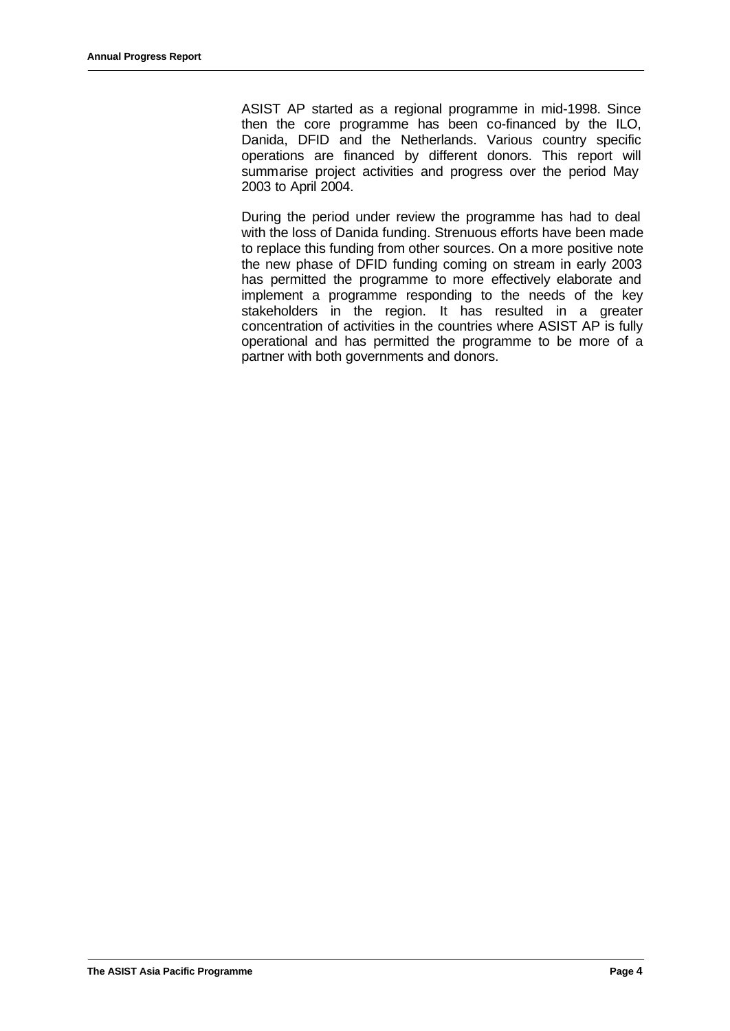ASIST AP started as a regional programme in mid-1998. Since then the core programme has been co-financed by the ILO, Danida, DFID and the Netherlands. Various country specific operations are financed by different donors. This report will summarise project activities and progress over the period May 2003 to April 2004.

During the period under review the programme has had to deal with the loss of Danida funding. Strenuous efforts have been made to replace this funding from other sources. On a more positive note the new phase of DFID funding coming on stream in early 2003 has permitted the programme to more effectively elaborate and implement a programme responding to the needs of the key stakeholders in the region. It has resulted in a greater concentration of activities in the countries where ASIST AP is fully operational and has permitted the programme to be more of a partner with both governments and donors.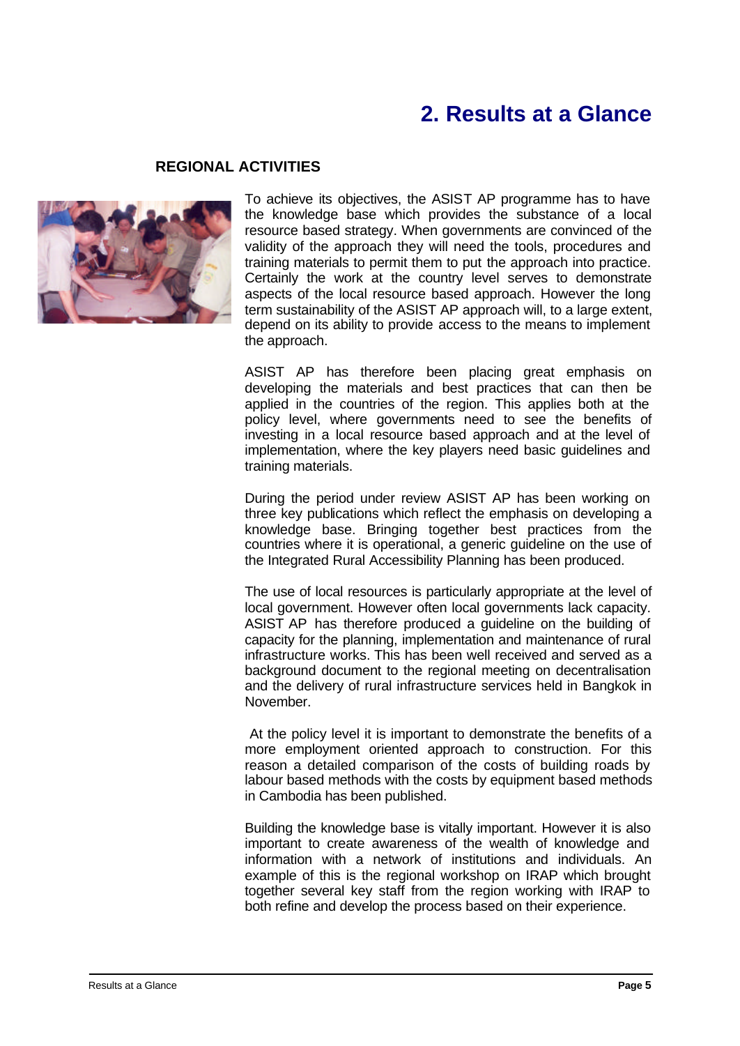# 2. Results at a Glance

## REGIONAL ACTIVITIES

To achieve its objectives, the ASIST AP programme has to have the knowledge base which provides the substance of a local resource based strategy. When governments are convinced of the validity of the approach they will need the tools, procedures and training materials to permit them to put the approach into practice. Certainly the work at the country level serves to demonstrate aspects of the local resource based approach. However the long term sustainability of the ASIST AP approach will, to a large extent, depend on its ability to provide access to the means to implement the approach.

ASIST AP has therefore been placing great emphasis on developing the materials and best practices that can then be applied in the countries of the region. This applies both at the policy level, where governments need to see the benefits of investing in a local resource based approach and at the level of implementation, where the key players need basic guidelines and training materials.

During the period under review ASIST AP has been working on three key publications which reflect the emphasis on developing a knowledge base. Bringing together best practices from the countries where it is operational, a generic guideline on the use of the Integrated Rural Accessibility Planning has been produced.

The use of local resources is particularly appropriate at the level of local government. However often local governments lack capacity. ASIST AP has therefore produced a guideline on the building of capacity for the planning, implementation and maintenance of rural infrastructure works. This has been well received and served as a background document to the regional meeting on decentralisation and the delivery of rural infrastructure services held in Bangkok in November.

At the policy level it is important to demonstrate the benefits of a more employment oriented approach to construction. For this reason a detailed comparison of the costs of building roads by labour based methods with the costs by equipment based methods in Cambodia has been published.

Building the knowledge base is vitally important. However it is also important to create awareness of the wealth of knowledge and information with a network of institutions and individuals. An example of this is the regional workshop on IRAP which brought together several key staff from the region working with IRAP to both refine and develop the process based on their experience.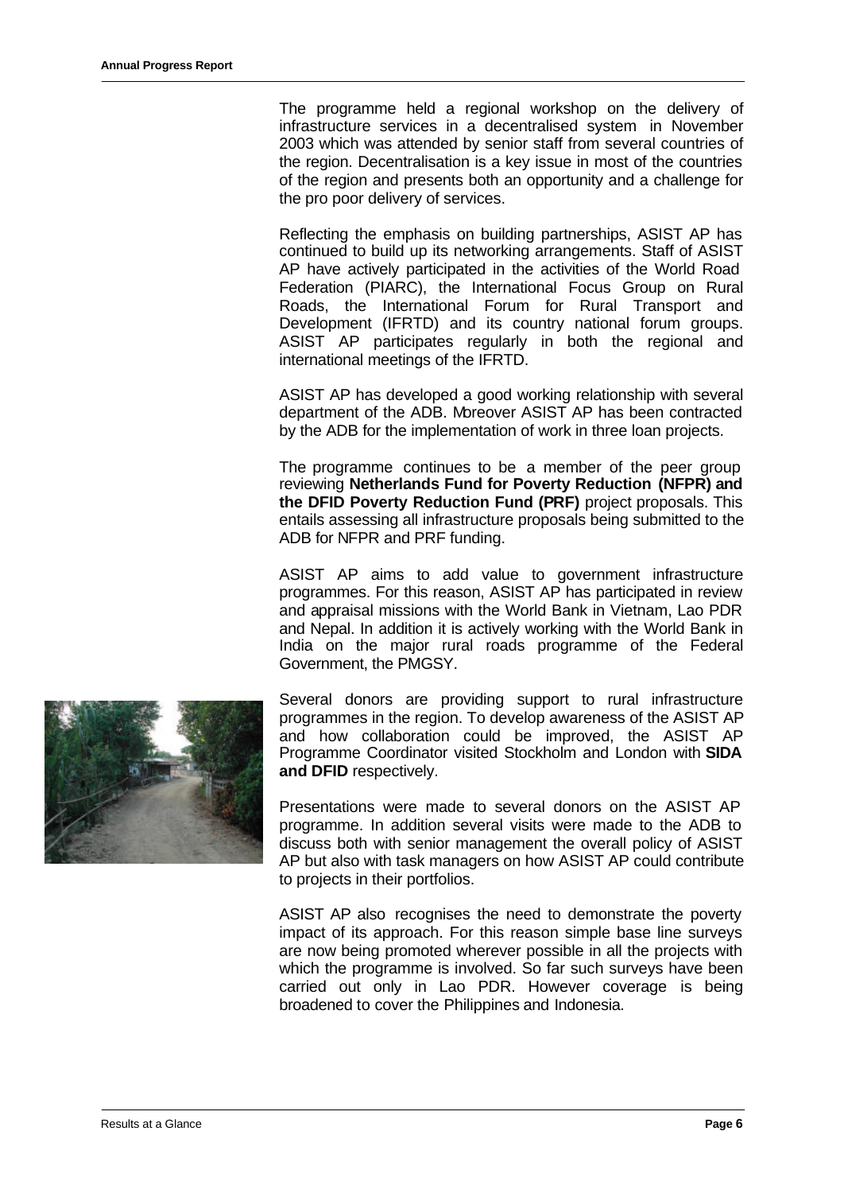The programme held a regional workshop on the delivery of infrastructure services in a decentralised system in November 2003 which was attended by senior staff from several countries of the region. Decentralisation is a key issue in most of the countries of the region and presents both an opportunity and a challenge for the pro poor delivery of services.

Reflecting the emphasis on building partnerships, ASIST AP has continued to build up its networking arrangements. Staff of ASIST AP have actively participated in the activities of the World Road Federation (PIARC), the International Focus Group on Rural Roads, the International Forum for Rural Transport and Development (IFRTD) and its country national forum groups. ASIST AP participates regularly in both the regional and international meetings of the IFRTD.

ASIST AP has developed a good working relationship with several department of the ADB. Moreover ASIST AP has been contracted by the ADB for the implementation of work in three loan projects.

The programme continues to be a member of the peer group reviewing **Netherlands Fund for Poverty Reduction (NFPR) and the DFID Poverty Reduction Fund (PRF)** project proposals. This entails assessing all infrastructure proposals being submitted to the ADB for NFPR and PRF funding.

ASIST AP aims to add value to government infrastructure programmes. For this reason, ASIST AP has participated in review and appraisal missions with the World Bank in Vietnam, Lao PDR and Nepal. In addition it is actively working with the World Bank in India on the major rural roads programme of the Federal Government, the PMGSY.

Several donors are providing support to rural infrastructure programmes in the region. To develop awareness of the ASIST AP and how collaboration could be improved, the ASIST AP Programme Coordinator visited Stockholm and London with **SIDA and DFID** respectively.

Presentations were made to several donors on the ASIST AP programme. In addition several visits were made to the ADB to discuss both with senior management the overall policy of ASIST AP but also with task managers on how ASIST AP could contribute to projects in their portfolios.

ASIST AP also recognises the need to demonstrate the poverty impact of its approach. For this reason simple base line surveys are now being promoted wherever possible in all the projects with which the programme is involved. So far such surveys have been carried out only in Lao PDR. However coverage is being broadened to cover the Philippines and Indonesia.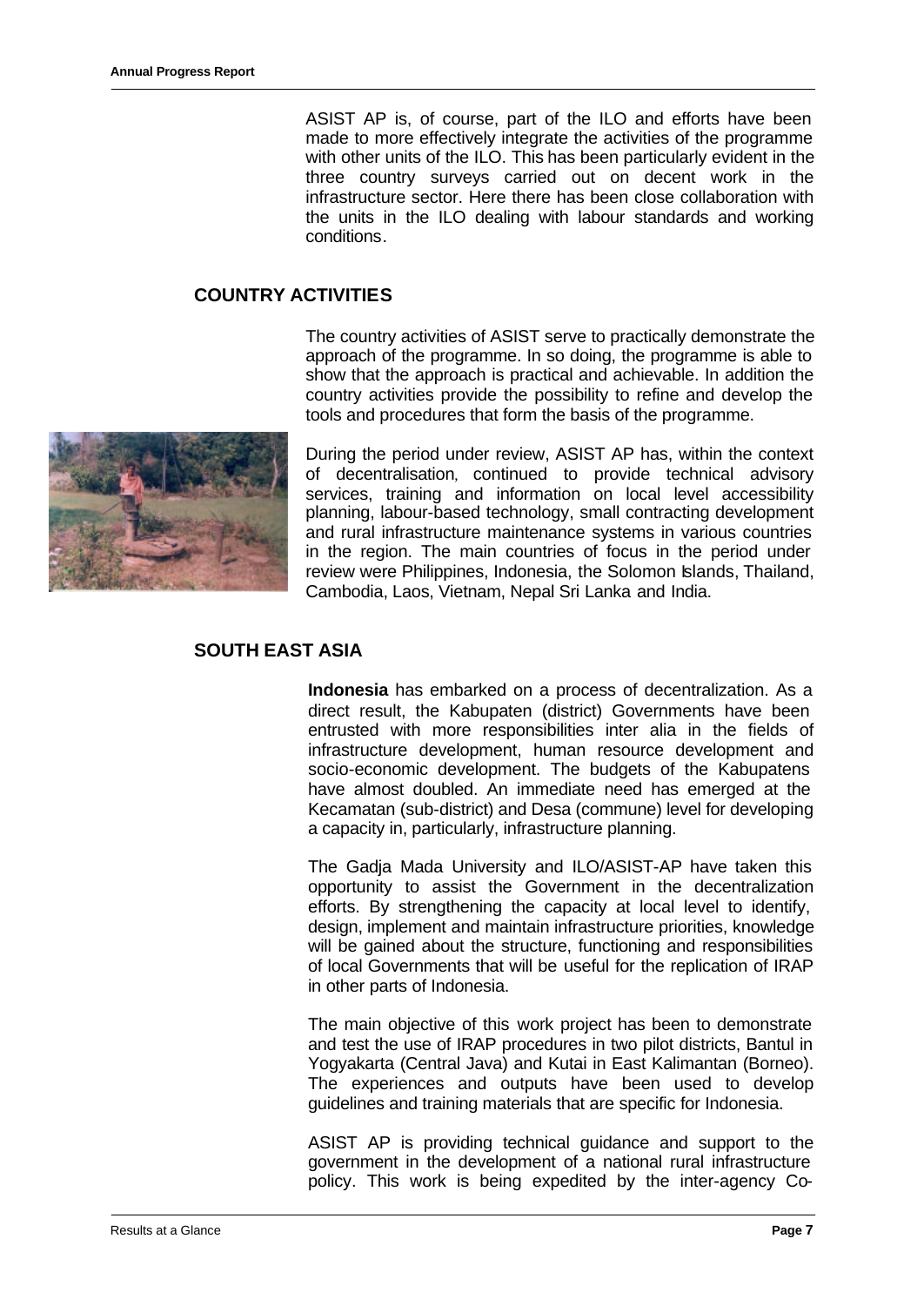ASIST AP is, of course, part of the ILO and efforts have been made to more effectively integrate the activities of the programme with other units of the ILO. This has been particularly evident in the three country surveys carried out on decent work in the infrastructure sector. Here there has been close collaboration with the units in the ILO dealing with labour standards and working conditions.

## COUNTRY ACTIVITIES

The country activities of ASIST serve to practically demonstrate the approach of the programme. In so doing, the programme is able to show that the approach is practical and achievable. In addition the country activities provide the possibility to refine and develop the tools and procedures that form the basis of the programme.

During the period under review, ASIST AP has, within the context of decentralisation, continued to provide technical advisory services, training and information on local level accessibility planning, labour-based technology, small contracting development and rural infrastructure maintenance systems in various countries in the region. The main countries of focus in the period under review were Philippines, Indonesia, the Solomon Islands, Thailand, Cambodia, Laos, Vietnam, Nepal Sri Lanka and India.

## SOUTH EAST ASIA

**Indonesia** has embarked on a process of decentralization. As a direct result, the Kabupaten (district) Governments have been entrusted with more responsibilities inter alia in the fields of infrastructure development, human resource development and socio-economic development. The budgets of the Kabupatens have almost doubled. An immediate need has emerged at the Kecamatan (sub-district) and Desa (commune) level for developing a capacity in, particularly, infrastructure planning.

The Gadja Mada University and ILO/ASIST-AP have taken this opportunity to assist the Government in the decentralization efforts. By strengthening the capacity at local level to identify, design, implement and maintain infrastructure priorities, knowledge will be gained about the structure, functioning and responsibilities of local Governments that will be useful for the replication of IRAP in other parts of Indonesia.

The main objective of this work project has been to demonstrate and test the use of IRAP procedures in two pilot districts, Bantul in Yogyakarta (Central Java) and Kutai in East Kalimantan (Borneo). The experiences and outputs have been used to develop guidelines and training materials that are specific for Indonesia.

ASIST AP is providing technical guidance and support to the government in the development of a national rural infrastructure policy. This work is being expedited by the inter-agency Co-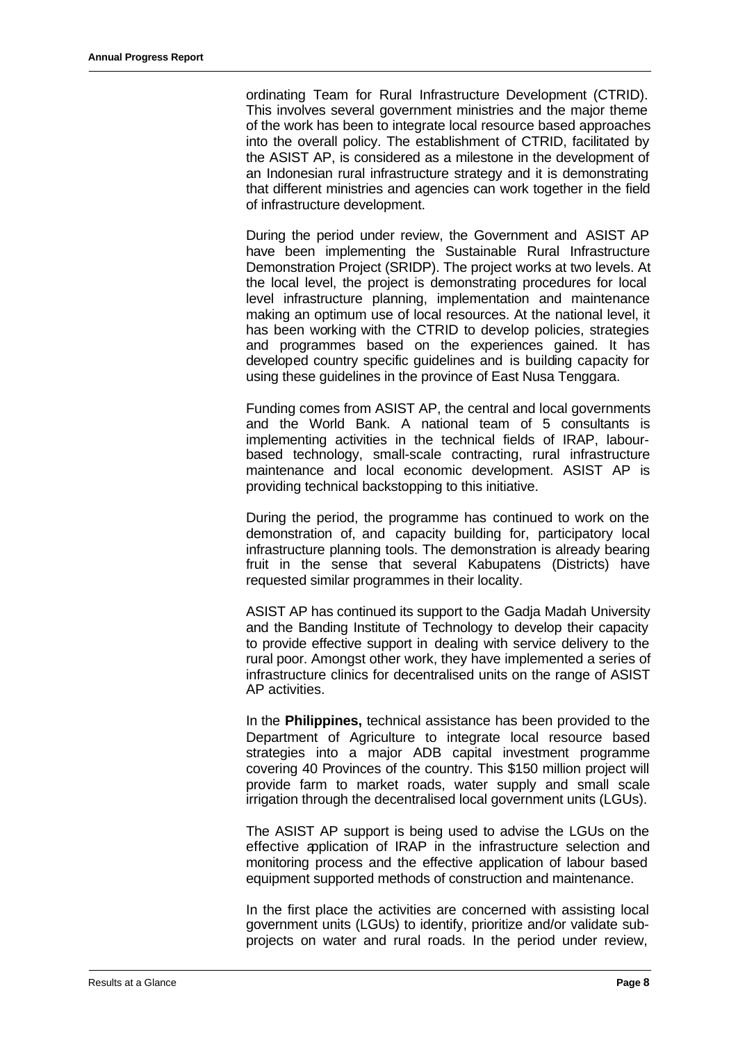ordinating Team for Rural Infrastructure Development (CTRID). This involves several government ministries and the major theme of the work has been to integrate local resource based approaches into the overall policy. The establishment of CTRID, facilitated by the ASIST AP, is considered as a milestone in the development of an Indonesian rural infrastructure strategy and it is demonstrating that different ministries and agencies can work together in the field of infrastructure development.

During the period under review, the Government and ASIST AP have been implementing the Sustainable Rural Infrastructure Demonstration Project (SRIDP). The project works at two levels. At the local level, the project is demonstrating procedures for local level infrastructure planning, implementation and maintenance making an optimum use of local resources. At the national level, it has been working with the CTRID to develop policies, strategies and programmes based on the experiences gained. It has developed country specific guidelines and is building capacity for using these guidelines in the province of East Nusa Tenggara.

Funding comes from ASIST AP, the central and local governments and the World Bank. A national team of 5 consultants is implementing activities in the technical fields of IRAP, labour-based technology, small-scale contracting, rural infrastructure maintenance and local economic development. ASIST AP is providing technical backstopping to this initiative.

During the period, the programme has continued to work on the demonstration of, and capacity building for, participatory local infrastructure planning tools. The demonstration is already bearing fruit in the sense that several Kabupatens (Districts) have requested similar programmes in their locality.

ASIST AP has continued its support to the Gadja Madah University and the Banding Institute of Technology to develop their capacity to provide effective support in dealing with service delivery to the rural poor. Amongst other work, they have implemented a series of infrastructure clinics for decentralised units on the range of ASIST AP activities.

In the **Philippines,** technical assistance has been provided to the Department of Agriculture to integrate local resource based strategies into a major ADB capital investment programme covering 40 Provinces of the country. This $150 million project will provide farm to market roads, water supply and small scale irrigation through the decentralised local government units (LGUs).

The ASIST AP support is being used to advise the LGUs on the effective application of IRAP in the infrastructure selection and monitoring process and the effective application of labour based equipment supported methods of construction and maintenance.

In the first place the activities are concerned with assisting local government units (LGUs) to identify, prioritize and/or validate sub-projects on water and rural roads. In the period under review,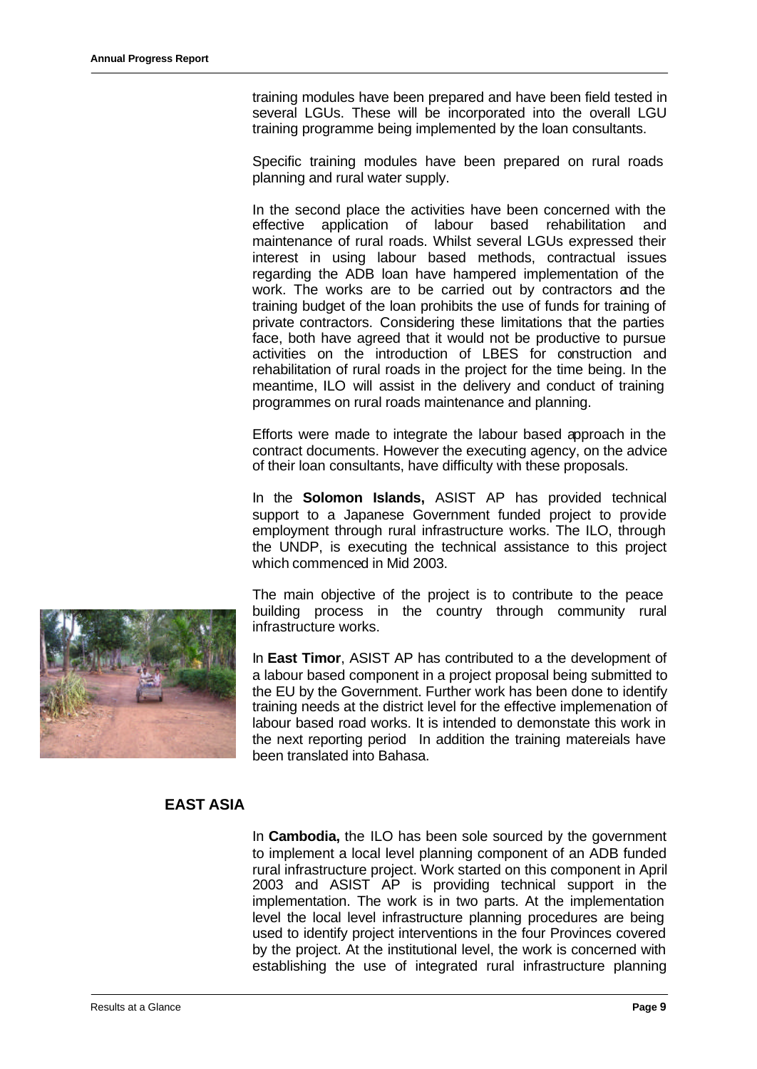training modules have been prepared and have been field tested in several LGUs. These will be incorporated into the overall LGU training programme being implemented by the loan consultants.

Specific training modules have been prepared on rural roads planning and rural water supply.

In the second place the activities have been concerned with the effective application of labour based rehabilitation and maintenance of rural roads. Whilst several LGUs expressed their interest in using labour based methods, contractual issues regarding the ADB loan have hampered implementation of the work. The works are to be carried out by contractors and the training budget of the loan prohibits the use of funds for training of private contractors. Considering these limitations that the parties face, both have agreed that it would not be productive to pursue activities on the introduction of LBES for construction and rehabilitation of rural roads in the project for the time being. In the meantime, ILO will assist in the delivery and conduct of training programmes on rural roads maintenance and planning.

Efforts were made to integrate the labour based approach in the contract documents. However the executing agency, on the advice of their loan consultants, have difficulty with these proposals.

In the **Solomon Islands,** ASIST AP has provided technical support to a Japanese Government funded project to provide employment through rural infrastructure works. The ILO, through the UNDP, is executing the technical assistance to this project which commenced in Mid 2003.

The main objective of the project is to contribute to the peace building process in the country through community rural infrastructure works.

In **East Timor**, ASIST AP has contributed to a the development of a labour based component in a project proposal being submitted to the EU by the Government. Further work has been done to identify training needs at the district level for the effective implemenation of labour based road works. It is intended to demonstate this work in the next reporting period In addition the training matereials have been translated into Bahasa.

## EAST ASIA

In **Cambodia,** the ILO has been sole sourced by the government to implement a local level planning component of an ADB funded rural infrastructure project. Work started on this component in April 2003 and ASIST AP is providing technical support in the implementation. The work is in two parts. At the implementation level the local level infrastructure planning procedures are being used to identify project interventions in the four Provinces covered by the project. At the institutional level, the work is concerned with establishing the use of integrated rural infrastructure planning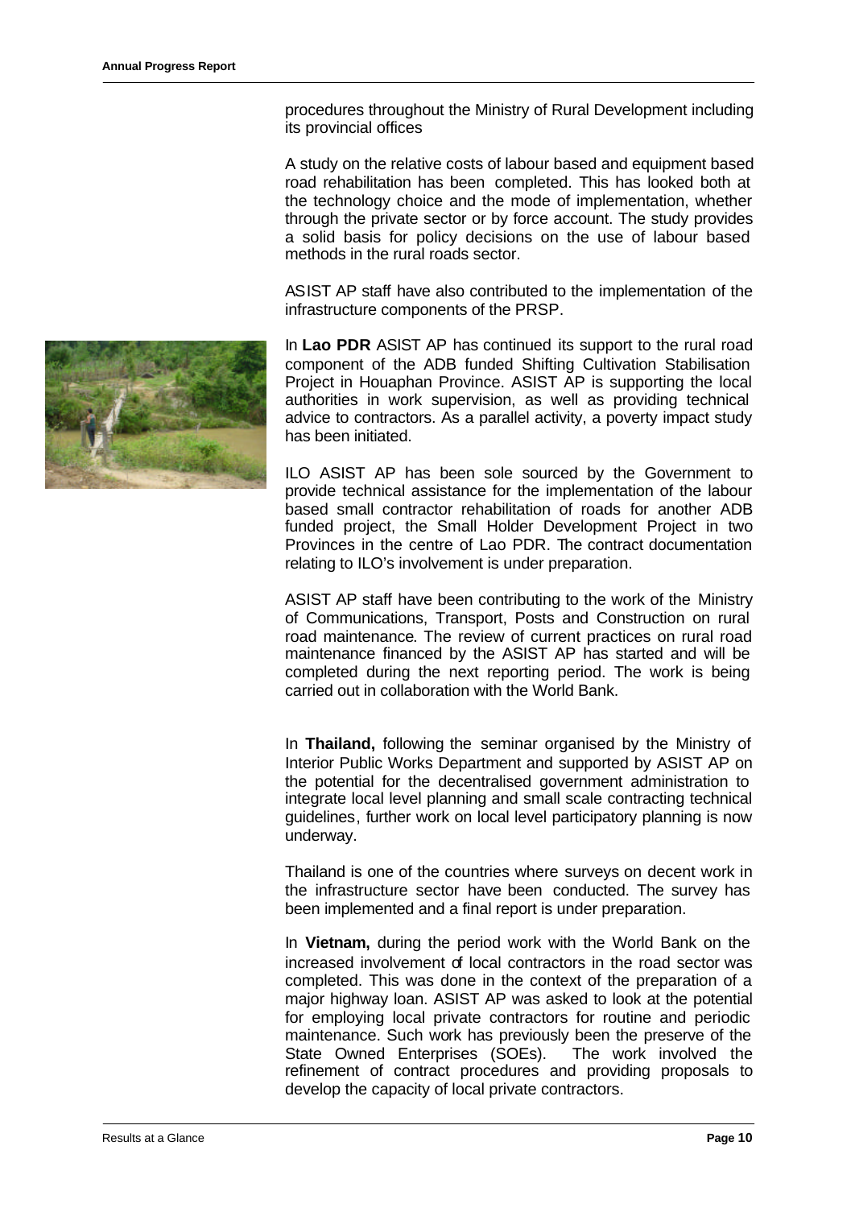procedures throughout the Ministry of Rural Development including its provincial offices

A study on the relative costs of labour based and equipment based road rehabilitation has been completed. This has looked both at the technology choice and the mode of implementation, whether through the private sector or by force account. The study provides a solid basis for policy decisions on the use of labour based methods in the rural roads sector.

ASIST AP staff have also contributed to the implementation of the infrastructure components of the PRSP.

In **Lao PDR** ASIST AP has continued its support to the rural road component of the ADB funded Shifting Cultivation Stabilisation Project in Houaphan Province. ASIST AP is supporting the local authorities in work supervision, as well as providing technical advice to contractors. As a parallel activity, a poverty impact study has been initiated.

ILO ASIST AP has been sole sourced by the Government to provide technical assistance for the implementation of the labour based small contractor rehabilitation of roads for another ADB funded project, the Small Holder Development Project in two Provinces in the centre of Lao PDR. The contract documentation relating to ILO's involvement is under preparation.

ASIST AP staff have been contributing to the work of the Ministry of Communications, Transport, Posts and Construction on rural road maintenance. The review of current practices on rural road maintenance financed by the ASIST AP has started and will be completed during the next reporting period. The work is being carried out in collaboration with the World Bank.

In **Thailand,** following the seminar organised by the Ministry of Interior Public Works Department and supported by ASIST AP on the potential for the decentralised government administration to integrate local level planning and small scale contracting technical guidelines, further work on local level participatory planning is now underway.

Thailand is one of the countries where surveys on decent work in the infrastructure sector have been conducted. The survey has been implemented and a final report is under preparation.

In **Vietnam,** during the period work with the World Bank on the increased involvement of local contractors in the road sector was completed. This was done in the context of the preparation of a major highway loan. ASIST AP was asked to look at the potential for employing local private contractors for routine and periodic maintenance. Such work has previously been the preserve of the State Owned Enterprises (SOEs). The work involved the refinement of contract procedures and providing proposals to develop the capacity of local private contractors.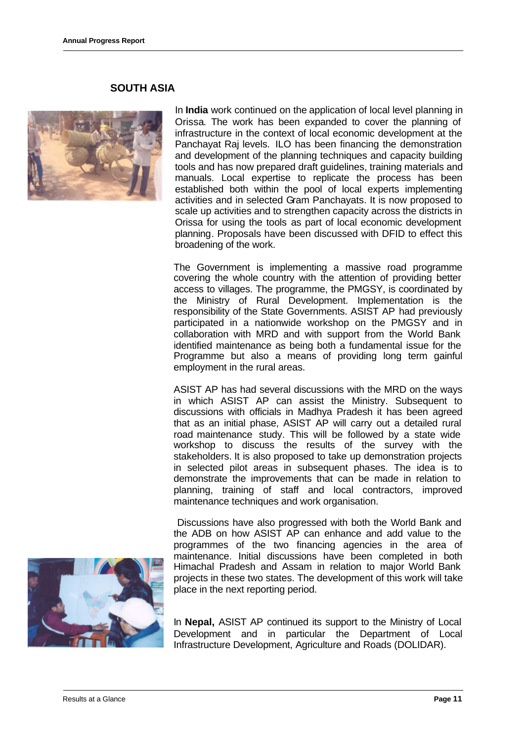## SOUTH ASIA

In **India** work continued on the application of local level planning in Orissa. The work has been expanded to cover the planning of infrastructure in the context of local economic development at the Panchayat Raj levels. ILO has been financing the demonstration and development of the planning techniques and capacity building tools and has now prepared draft guidelines, training materials and manuals. Local expertise to replicate the process has been established both within the pool of local experts implementing activities and in selected Gram Panchayats. It is now proposed to scale up activities and to strengthen capacity across the districts in Orissa for using the tools as part of local economic development planning. Proposals have been discussed with DFID to effect this broadening of the work.

The Government is implementing a massive road programme covering the whole country with the attention of providing better access to villages. The programme, the PMGSY, is coordinated by the Ministry of Rural Development. Implementation is the responsibility of the State Governments. ASIST AP had previously participated in a nationwide workshop on the PMGSY and in collaboration with MRD and with support from the World Bank identified maintenance as being both a fundamental issue for the Programme but also a means of providing long term gainful employment in the rural areas.

ASIST AP has had several discussions with the MRD on the ways in which ASIST AP can assist the Ministry. Subsequent to discussions with officials in Madhya Pradesh it has been agreed that as an initial phase, ASIST AP will carry out a detailed rural road maintenance study. This will be followed by a state wide workshop to discuss the results of the survey with the stakeholders. It is also proposed to take up demonstration projects in selected pilot areas in subsequent phases. The idea is to demonstrate the improvements that can be made in relation to planning, training of staff and local contractors, improved maintenance techniques and work organisation.

Discussions have also progressed with both the World Bank and the ADB on how ASIST AP can enhance and add value to the programmes of the two financing agencies in the area of maintenance. Initial discussions have been completed in both Himachal Pradesh and Assam in relation to major World Bank projects in these two states. The development of this work will take place in the next reporting period.

In **Nepal,** ASIST AP continued its support to the Ministry of Local Development and in particular the Department of Local Infrastructure Development, Agriculture and Roads (DOLIDAR).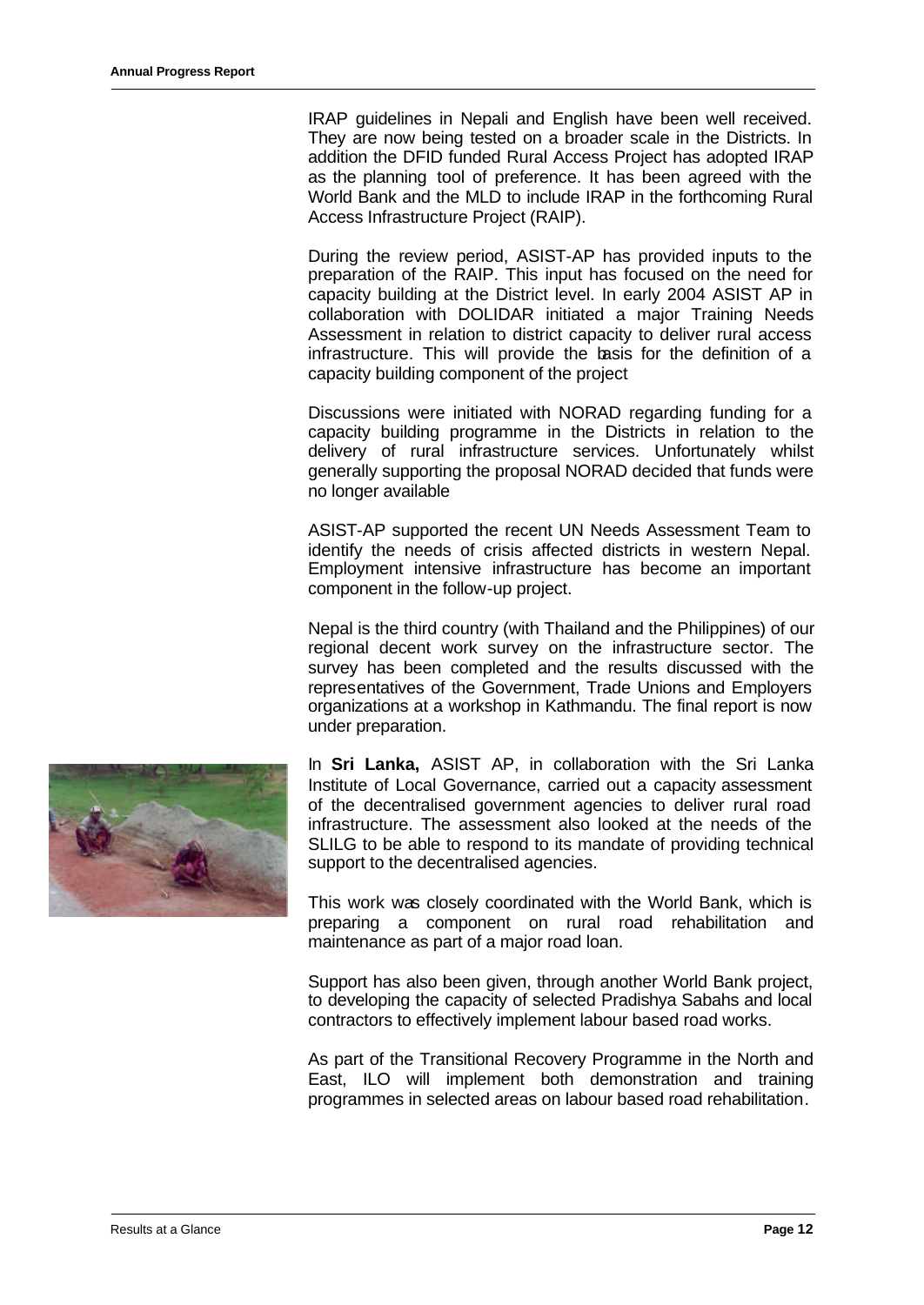IRAP guidelines in Nepali and English have been well received. They are now being tested on a broader scale in the Districts. In addition the DFID funded Rural Access Project has adopted IRAP as the planning tool of preference. It has been agreed with the World Bank and the MLD to include IRAP in the forthcoming Rural Access Infrastructure Project (RAIP).

During the review period, ASIST-AP has provided inputs to the preparation of the RAIP. This input has focused on the need for capacity building at the District level. In early 2004 ASIST AP in collaboration with DOLIDAR initiated a major Training Needs Assessment in relation to district capacity to deliver rural access infrastructure. This will provide the basis for the definition of a capacity building component of the project

Discussions were initiated with NORAD regarding funding for a capacity building programme in the Districts in relation to the delivery of rural infrastructure services. Unfortunately whilst generally supporting the proposal NORAD decided that funds were no longer available

ASIST-AP supported the recent UN Needs Assessment Team to identify the needs of crisis affected districts in western Nepal. Employment intensive infrastructure has become an important component in the follow-up project.

Nepal is the third country (with Thailand and the Philippines) of our regional decent work survey on the infrastructure sector. The survey has been completed and the results discussed with the representatives of the Government, Trade Unions and Employers organizations at a workshop in Kathmandu. The final report is now under preparation.

In **Sri Lanka,** ASIST AP, in collaboration with the Sri Lanka Institute of Local Governance, carried out a capacity assessment of the decentralised government agencies to deliver rural road infrastructure. The assessment also looked at the needs of the SLILG to be able to respond to its mandate of providing technical support to the decentralised agencies.

This work was closely coordinated with the World Bank, which is preparing a component on rural road rehabilitation and maintenance as part of a major road loan.

Support has also been given, through another World Bank project, to developing the capacity of selected Pradishya Sabahs and local contractors to effectively implement labour based road works.

As part of the Transitional Recovery Programme in the North and East, ILO will implement both demonstration and training programmes in selected areas on labour based road rehabilitation.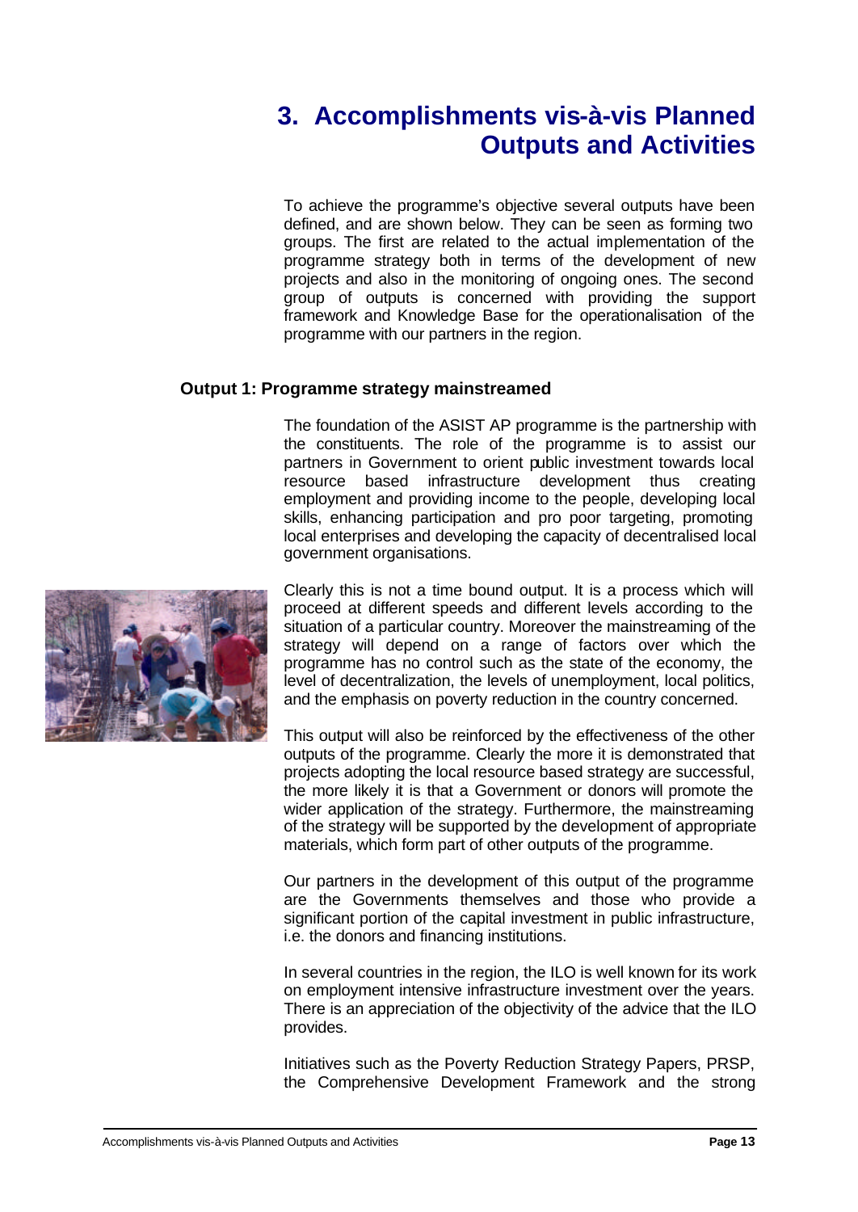# 3. Accomplishments vis-à-vis Planned Outputs and Activities

To achieve the programme's objective several outputs have been defined, and are shown below. They can be seen as forming two groups. The first are related to the actual implementation of the programme strategy both in terms of the development of new projects and also in the monitoring of ongoing ones. The second group of outputs is concerned with providing the support framework and Knowledge Base for the operationalisation of the programme with our partners in the region.

### Output 1: Programme strategy mainstreamed

The foundation of the ASIST AP programme is the partnership with the constituents. The role of the programme is to assist our partners in Government to orient public investment towards local resource based infrastructure development thus creating employment and providing income to the people, developing local skills, enhancing participation and pro poor targeting, promoting local enterprises and developing the capacity of decentralised local government organisations.

Clearly this is not a time bound output. It is a process which will proceed at different speeds and different levels according to the situation of a particular country. Moreover the mainstreaming of the strategy will depend on a range of factors over which the programme has no control such as the state of the economy, the level of decentralization, the levels of unemployment, local politics, and the emphasis on poverty reduction in the country concerned.

This output will also be reinforced by the effectiveness of the other outputs of the programme. Clearly the more it is demonstrated that projects adopting the local resource based strategy are successful, the more likely it is that a Government or donors will promote the wider application of the strategy. Furthermore, the mainstreaming of the strategy will be supported by the development of appropriate materials, which form part of other outputs of the programme.

Our partners in the development of this output of the programme are the Governments themselves and those who provide a significant portion of the capital investment in public infrastructure, i.e. the donors and financing institutions.

In several countries in the region, the ILO is well known for its work on employment intensive infrastructure investment over the years. There is an appreciation of the objectivity of the advice that the ILO provides.

Initiatives such as the Poverty Reduction Strategy Papers, PRSP, the Comprehensive Development Framework and the strong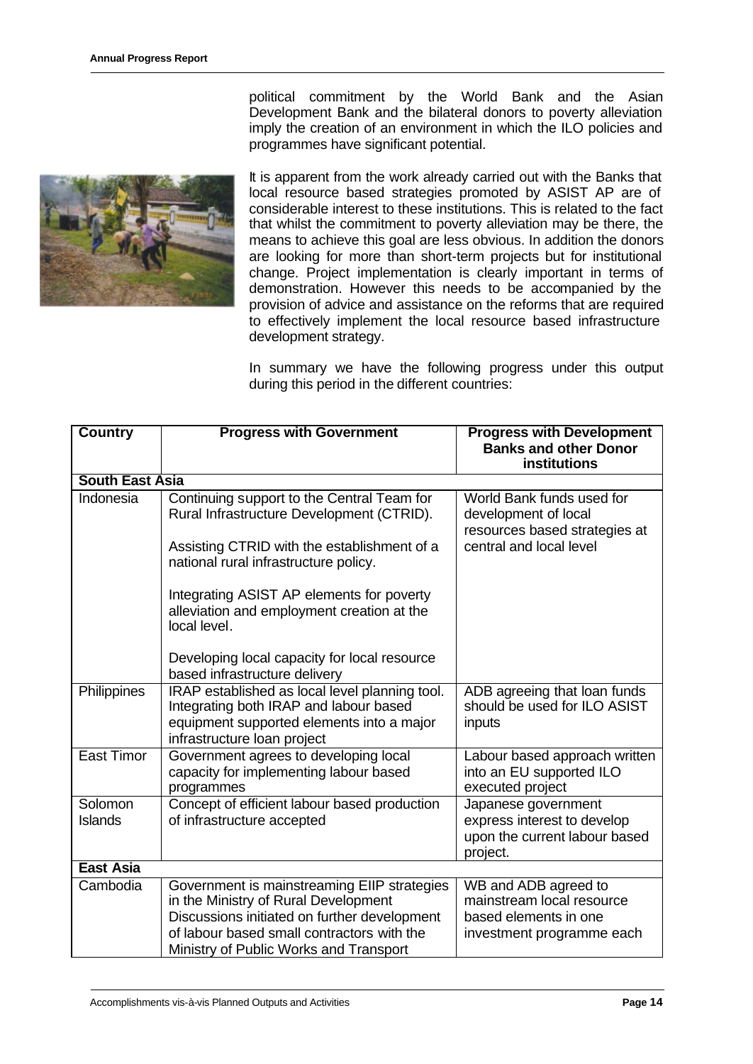political commitment by the World Bank and the Asian Development Bank and the bilateral donors to poverty alleviation imply the creation of an environment in which the ILO policies and programmes have significant potential.

It is apparent from the work already carried out with the Banks that local resource based strategies promoted by ASIST AP are of considerable interest to these institutions. This is related to the fact that whilst the commitment to poverty alleviation may be there, the means to achieve this goal are less obvious. In addition the donors are looking for more than short-term projects but for institutional change. Project implementation is clearly important in terms of demonstration. However this needs to be accompanied by the provision of advice and assistance on the reforms that are required to effectively implement the local resource based infrastructure development strategy.

In summary we have the following progress under this output during this period in the different countries:

| Country | Progress with Government | Progress with Development Banks and other Donor institutions |
|---|---|---|
| **South East Asia** | | |
| Indonesia | Continuing support to the Central Team for Rural Infrastructure Development (CTRID).<br><br>Assisting CTRID with the establishment of a national rural infrastructure policy.<br><br>Integrating ASIST AP elements for poverty alleviation and employment creation at the local level.<br><br>Developing local capacity for local resource based infrastructure delivery | World Bank funds used for development of local resources based strategies at central and local level |
| Philippines | IRAP established as local level planning tool. Integrating both IRAP and labour based equipment supported elements into a major infrastructure loan project | ADB agreeing that loan funds should be used for ILO ASIST inputs |
| East Timor | Government agrees to developing local capacity for implementing labour based programmes | Labour based approach written into an EU supported ILO executed project |
| Solomon Islands | Concept of efficient labour based production of infrastructure accepted | Japanese government express interest to develop upon the current labour based project. |
| **East Asia** | | |
| Cambodia | Government is mainstreaming EIIP strategies in the Ministry of Rural Development<br>Discussions initiated on further development of labour based small contractors with the Ministry of Public Works and Transport | WB and ADB agreed to mainstream local resource based elements in one investment programme each |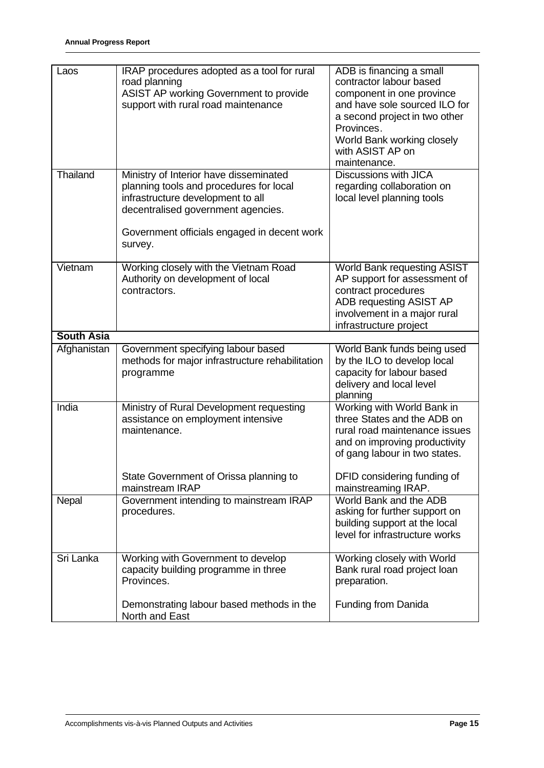| | | |
|---|---|---|
| Laos | IRAP procedures adopted as a tool for rural road planning<br>ASIST AP working Government to provide support with rural road maintenance | ADB is financing a small contractor labour based component in one province and have sole sourced ILO for a second project in two other Provinces.<br>World Bank working closely with ASIST AP on maintenance. |
| Thailand | Ministry of Interior have disseminated planning tools and procedures for local infrastructure development to all decentralised government agencies.<br><br>Government officials engaged in decent work survey. | Discussions with JICA regarding collaboration on local level planning tools |
| Vietnam | Working closely with the Vietnam Road Authority on development of local contractors. | World Bank requesting ASIST AP support for assessment of contract procedures<br>ADB requesting ASIST AP involvement in a major rural infrastructure project |
| **South Asia** | | |
| Afghanistan | Government specifying labour based methods for major infrastructure rehabilitation programme | World Bank funds being used by the ILO to develop local capacity for labour based delivery and local level planning |
| India | Ministry of Rural Development requesting assistance on employment intensive maintenance.<br><br>State Government of Orissa planning to mainstream IRAP | Working with World Bank in three States and the ADB on rural road maintenance issues and on improving productivity of gang labour in two states.<br><br>DFID considering funding of mainstreaming IRAP. |
| Nepal | Government intending to mainstream IRAP procedures. | World Bank and the ADB asking for further support on building support at the local level for infrastructure works |
| Sri Lanka | Working with Government to develop capacity building programme in three Provinces.<br><br>Demonstrating labour based methods in the North and East | Working closely with World Bank rural road project loan preparation.<br><br>Funding from Danida |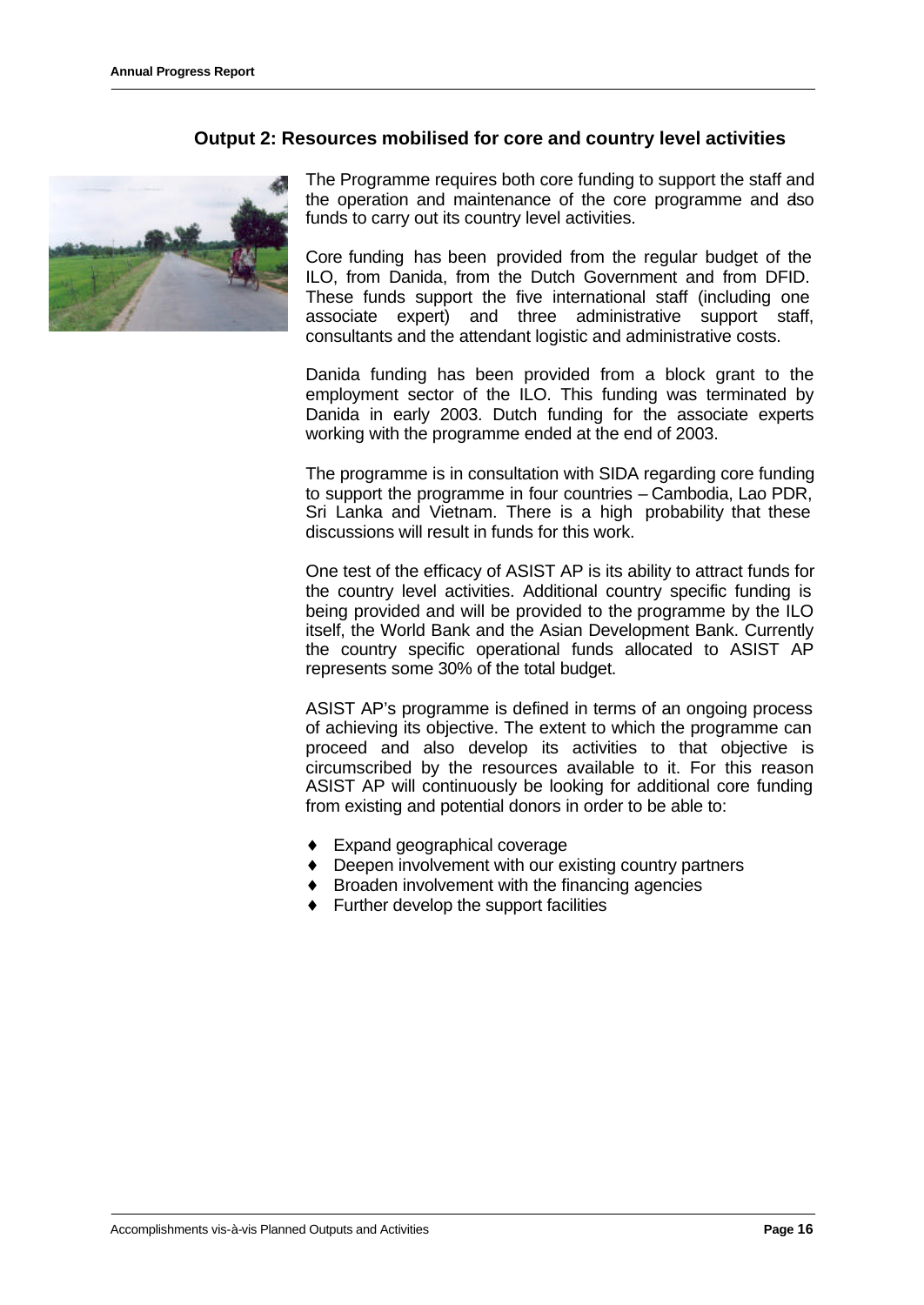## Output 2: Resources mobilised for core and country level activities

The Programme requires both core funding to support the staff and the operation and maintenance of the core programme and also funds to carry out its country level activities.

Core funding has been provided from the regular budget of the ILO, from Danida, from the Dutch Government and from DFID. These funds support the five international staff (including one associate expert) and three administrative support staff, consultants and the attendant logistic and administrative costs.

Danida funding has been provided from a block grant to the employment sector of the ILO. This funding was terminated by Danida in early 2003. Dutch funding for the associate experts working with the programme ended at the end of 2003.

The programme is in consultation with SIDA regarding core funding to support the programme in four countries – Cambodia, Lao PDR, Sri Lanka and Vietnam. There is a high probability that these discussions will result in funds for this work.

One test of the efficacy of ASIST AP is its ability to attract funds for the country level activities. Additional country specific funding is being provided and will be provided to the programme by the ILO itself, the World Bank and the Asian Development Bank. Currently the country specific operational funds allocated to ASIST AP represents some 30% of the total budget.

ASIST AP's programme is defined in terms of an ongoing process of achieving its objective. The extent to which the programme can proceed and also develop its activities to that objective is circumscribed by the resources available to it. For this reason ASIST AP will continuously be looking for additional core funding from existing and potential donors in order to be able to:

- Expand geographical coverage
- Deepen involvement with our existing country partners
- Broaden involvement with the financing agencies
- Further develop the support facilities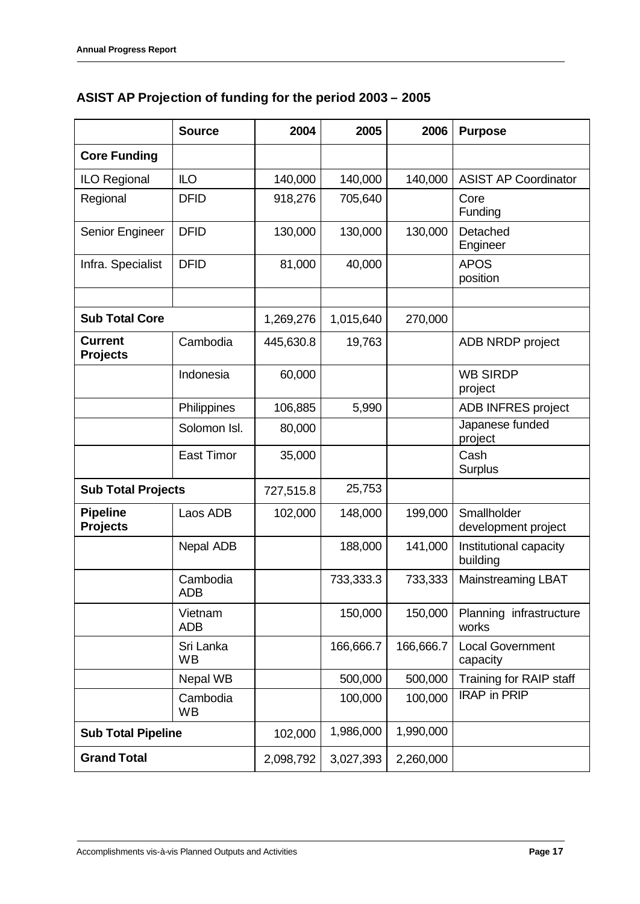## ASIST AP Projection of funding for the period 2003 – 2005

| | Source | 2004 | 2005 | 2006 | Purpose |
|---|---|---|---|---|---|
| **Core Funding** | | | | | |
| ILO Regional | ILO | 140,000 | 140,000 | 140,000 | ASIST AP Coordinator |
| Regional | DFID | 918,276 | 705,640 | | Core Funding |
| Senior Engineer | DFID | 130,000 | 130,000 | 130,000 | Detached Engineer |
| Infra. Specialist | DFID | 81,000 | 40,000 | | APOS position |
| | | | | | |
| **Sub Total Core** | | 1,269,276 | 1,015,640 | 270,000 | |
| **Current Projects** | Cambodia | 445,630.8 | 19,763 | | ADB NRDP project |
| | Indonesia | 60,000 | | | WB SIRDP project |
| | Philippines | 106,885 | 5,990 | | ADB INFRES project |
| | Solomon Isl. | 80,000 | | | Japanese funded project |
| | East Timor | 35,000 | | | Cash Surplus |
| **Sub Total Projects** | | 727,515.8 | 25,753 | | |
| **Pipeline Projects** | Laos ADB | 102,000 | 148,000 | 199,000 | Smallholder development project |
| | Nepal ADB | | 188,000 | 141,000 | Institutional capacity building |
| | Cambodia ADB | | 733,333.3 | 733,333 | Mainstreaming LBAT |
| | Vietnam ADB | | 150,000 | 150,000 | Planning infrastructure works |
| | Sri Lanka WB | | 166,666.7 | 166,666.7 | Local Government capacity |
| | Nepal WB | | 500,000 | 500,000 | Training for RAIP staff |
| | Cambodia WB | | 100,000 | 100,000 | IRAP in PRIP |
| **Sub Total Pipeline** | | 102,000 | 1,986,000 | 1,990,000 | |
| **Grand Total** | | 2,098,792 | 3,027,393 | 2,260,000 | |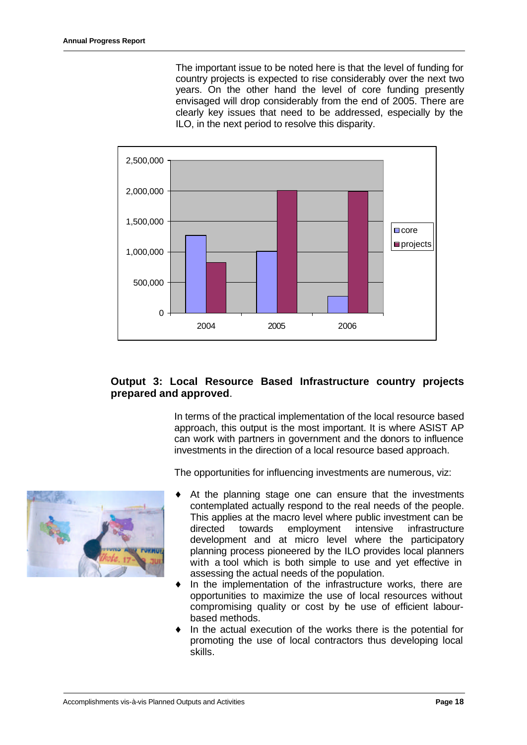The important issue to be noted here is that the level of funding for country projects is expected to rise considerably over the next two years. On the other hand the level of core funding presently envisaged will drop considerably from the end of 2005. There are clearly key issues that need to be addressed, especially by the ILO, in the next period to resolve this disparity.

**Output 3: Local Resource Based Infrastructure country projects prepared and approved**.

In terms of the practical implementation of the local resource based approach, this output is the most important. It is where ASIST AP can work with partners in government and the donors to influence investments in the direction of a local resource based approach.

The opportunities for influencing investments are numerous, viz:

- At the planning stage one can ensure that the investments contemplated actually respond to the real needs of the people. This applies at the macro level where public investment can be directed towards employment intensive infrastructure development and at micro level where the participatory planning process pioneered by the ILO provides local planners with a tool which is both simple to use and yet effective in assessing the actual needs of the population.
- In the implementation of the infrastructure works, there are opportunities to maximize the use of local resources without compromising quality or cost by the use of efficient labour-based methods.
- In the actual execution of the works there is the potential for promoting the use of local contractors thus developing local skills.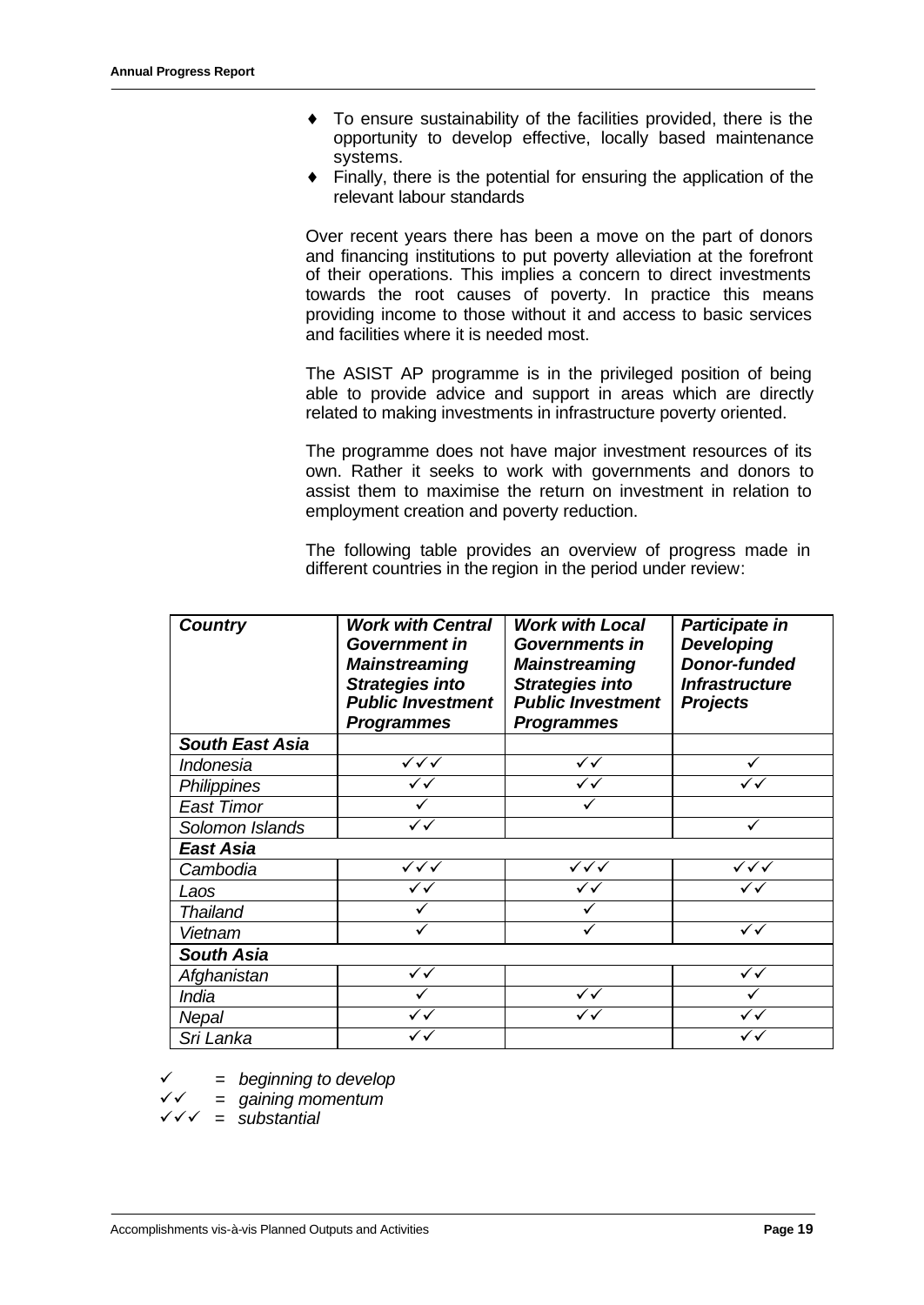- To ensure sustainability of the facilities provided, there is the opportunity to develop effective, locally based maintenance systems.
- Finally, there is the potential for ensuring the application of the relevant labour standards

Over recent years there has been a move on the part of donors and financing institutions to put poverty alleviation at the forefront of their operations. This implies a concern to direct investments towards the root causes of poverty. In practice this means providing income to those without it and access to basic services and facilities where it is needed most.

The ASIST AP programme is in the privileged position of being able to provide advice and support in areas which are directly related to making investments in infrastructure poverty oriented.

The programme does not have major investment resources of its own. Rather it seeks to work with governments and donors to assist them to maximise the return on investment in relation to employment creation and poverty reduction.

The following table provides an overview of progress made in different countries in the region in the period under review:

| *Country* | *Work with Central Government in Mainstreaming Strategies into Public Investment Programmes* | *Work with Local Governments in Mainstreaming Strategies into Public Investment Programmes* | *Participate in Developing Donor-funded Infrastructure Projects* |
|---|---|---|---|
| ***South East Asia*** | | | |
| *Indonesia* | ✓✓✓ | ✓✓ | ✓ |
| *Philippines* | ✓✓ | ✓✓ | ✓✓ |
| *East Timor* | ✓ | ✓ | |
| *Solomon Islands* | ✓✓ | | ✓ |
| ***East Asia*** | | | |
| *Cambodia* | ✓✓✓ | ✓✓✓ | ✓✓✓ |
| *Laos* | ✓✓ | ✓✓ | ✓✓ |
| *Thailand* | ✓ | ✓ | |
| *Vietnam* | ✓ | ✓ | ✓✓ |
| ***South Asia*** | | | |
| *Afghanistan* | ✓✓ | | ✓✓ |
| *India* | ✓ | ✓✓ | ✓ |
| *Nepal* | ✓✓ | ✓✓ | ✓✓ |
| *Sri Lanka* | ✓✓ | | ✓✓ |

✓ = *beginning to develop*
✓✓ = *gaining momentum*
✓✓✓ = *substantial*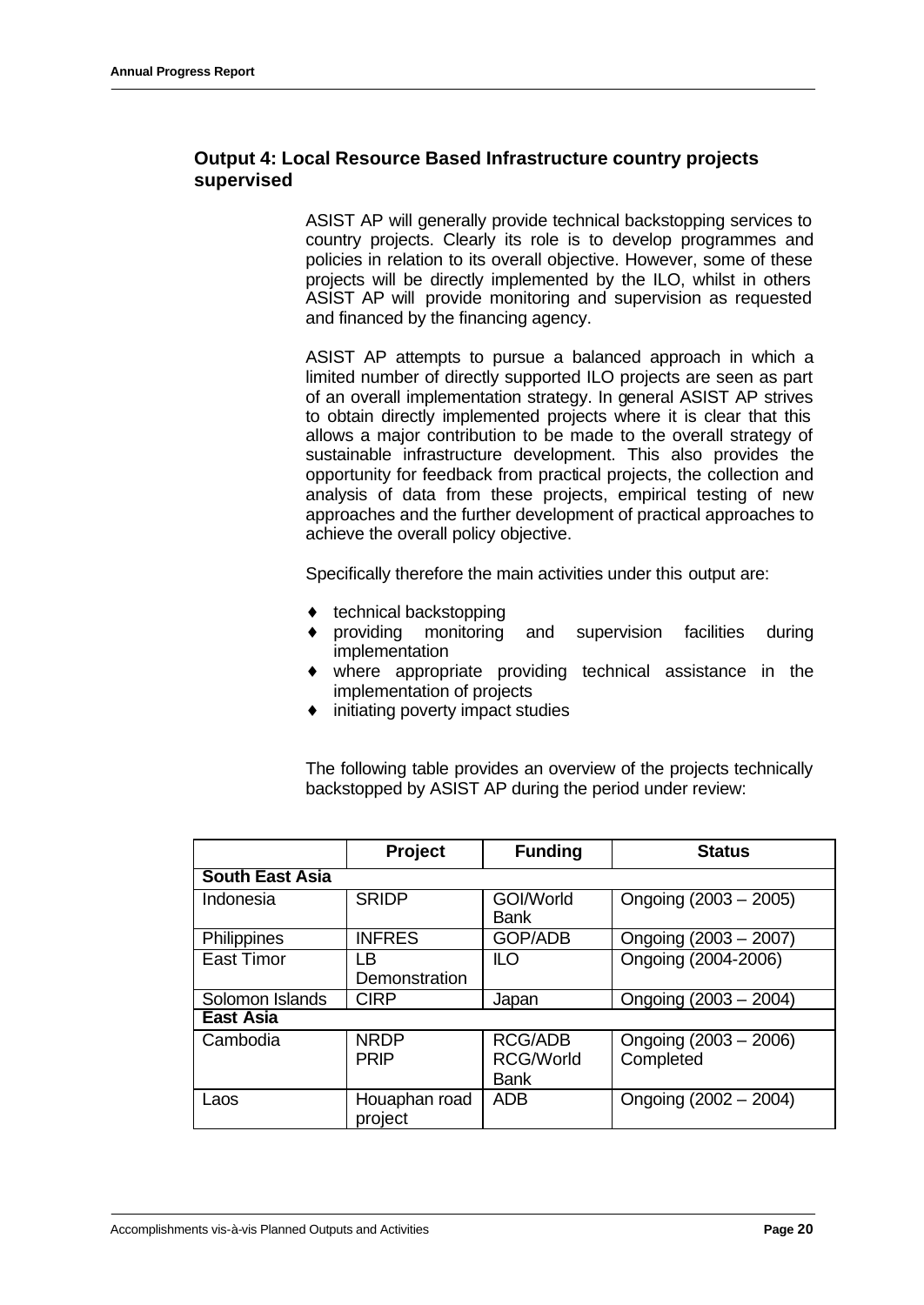## Output 4: Local Resource Based Infrastructure country projects supervised

ASIST AP will generally provide technical backstopping services to country projects. Clearly its role is to develop programmes and policies in relation to its overall objective. However, some of these projects will be directly implemented by the ILO, whilst in others ASIST AP will provide monitoring and supervision as requested and financed by the financing agency.

ASIST AP attempts to pursue a balanced approach in which a limited number of directly supported ILO projects are seen as part of an overall implementation strategy. In general ASIST AP strives to obtain directly implemented projects where it is clear that this allows a major contribution to be made to the overall strategy of sustainable infrastructure development. This also provides the opportunity for feedback from practical projects, the collection and analysis of data from these projects, empirical testing of new approaches and the further development of practical approaches to achieve the overall policy objective.

Specifically therefore the main activities under this output are:

- technical backstopping
- providing monitoring and supervision facilities during implementation
- where appropriate providing technical assistance in the implementation of projects
- initiating poverty impact studies

The following table provides an overview of the projects technically backstopped by ASIST AP during the period under review:

| | Project | Funding | Status |
|---|---|---|---|
| **South East Asia** | | | |
| Indonesia | SRIDP | GOI/World Bank | Ongoing (2003 – 2005) |
| Philippines | INFRES | GOP/ADB | Ongoing (2003 – 2007) |
| East Timor | LB Demonstration | ILO | Ongoing (2004-2006) |
| Solomon Islands | CIRP | Japan | Ongoing (2003 – 2004) |
| **East Asia** | | | |
| Cambodia | NRDP<br>PRIP | RCG/ADB<br>RCG/World Bank | Ongoing (2003 – 2006)<br>Completed |
| Laos | Houaphan road project | ADB | Ongoing (2002 – 2004) |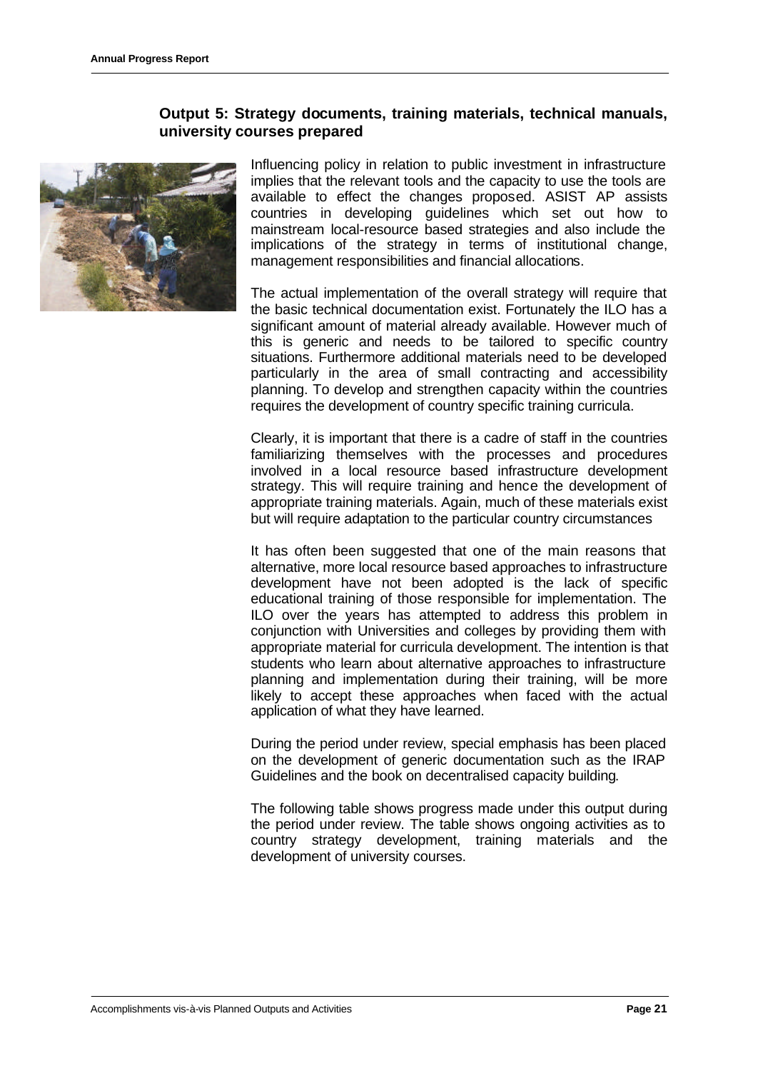## Output 5: Strategy documents, training materials, technical manuals, university courses prepared

Influencing policy in relation to public investment in infrastructure implies that the relevant tools and the capacity to use the tools are available to effect the changes proposed. ASIST AP assists countries in developing guidelines which set out how to mainstream local-resource based strategies and also include the implications of the strategy in terms of institutional change, management responsibilities and financial allocations.

The actual implementation of the overall strategy will require that the basic technical documentation exist. Fortunately the ILO has a significant amount of material already available. However much of this is generic and needs to be tailored to specific country situations. Furthermore additional materials need to be developed particularly in the area of small contracting and accessibility planning. To develop and strengthen capacity within the countries requires the development of country specific training curricula.

Clearly, it is important that there is a cadre of staff in the countries familiarizing themselves with the processes and procedures involved in a local resource based infrastructure development strategy. This will require training and hence the development of appropriate training materials. Again, much of these materials exist but will require adaptation to the particular country circumstances

It has often been suggested that one of the main reasons that alternative, more local resource based approaches to infrastructure development have not been adopted is the lack of specific educational training of those responsible for implementation. The ILO over the years has attempted to address this problem in conjunction with Universities and colleges by providing them with appropriate material for curricula development. The intention is that students who learn about alternative approaches to infrastructure planning and implementation during their training, will be more likely to accept these approaches when faced with the actual application of what they have learned.

During the period under review, special emphasis has been placed on the development of generic documentation such as the IRAP Guidelines and the book on decentralised capacity building.

The following table shows progress made under this output during the period under review. The table shows ongoing activities as to country strategy development, training materials and the development of university courses.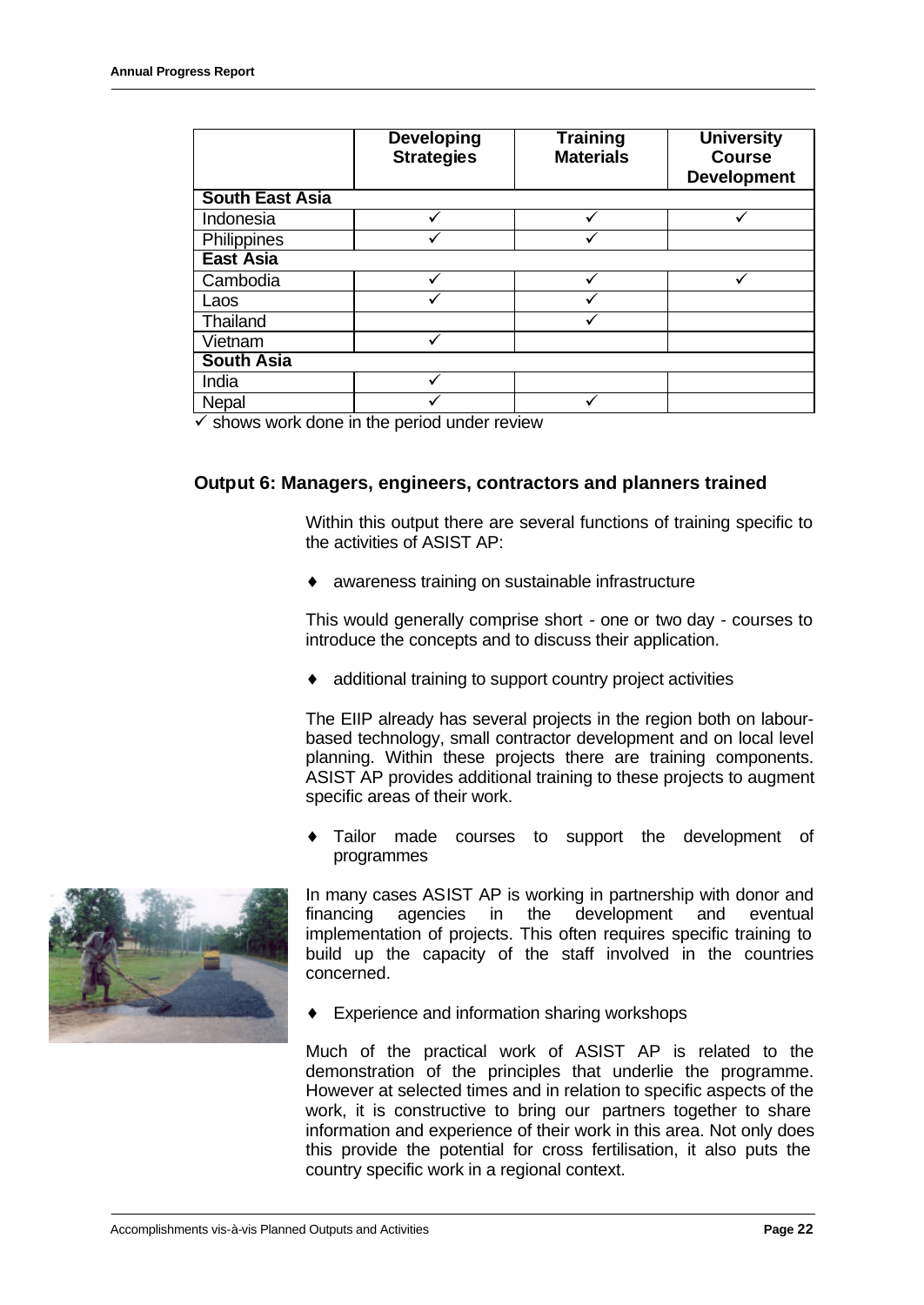| | Developing Strategies | Training Materials | University Course Development |
|---|---|---|---|
| **South East Asia** | | | |
| Indonesia | ✓ | ✓ | ✓ |
| Philippines | ✓ | ✓ | |
| **East Asia** | | | |
| Cambodia | ✓ | ✓ | ✓ |
| Laos | ✓ | ✓ | |
| Thailand | | ✓ | |
| Vietnam | ✓ | | |
| **South Asia** | | | |
| India | ✓ | | |
| Nepal | ✓ | ✓ | |

✓ shows work done in the period under review

### Output 6: Managers, engineers, contractors and planners trained

Within this output there are several functions of training specific to the activities of ASIST AP:

- awareness training on sustainable infrastructure

This would generally comprise short - one or two day - courses to introduce the concepts and to discuss their application.

- additional training to support country project activities

The EIIP already has several projects in the region both on labour-based technology, small contractor development and on local level planning. Within these projects there are training components. ASIST AP provides additional training to these projects to augment specific areas of their work.

- Tailor made courses to support the development of programmes

In many cases ASIST AP is working in partnership with donor and financing agencies in the development and eventual implementation of projects. This often requires specific training to build up the capacity of the staff involved in the countries concerned.

- Experience and information sharing workshops

Much of the practical work of ASIST AP is related to the demonstration of the principles that underlie the programme. However at selected times and in relation to specific aspects of the work, it is constructive to bring our partners together to share information and experience of their work in this area. Not only does this provide the potential for cross fertilisation, it also puts the country specific work in a regional context.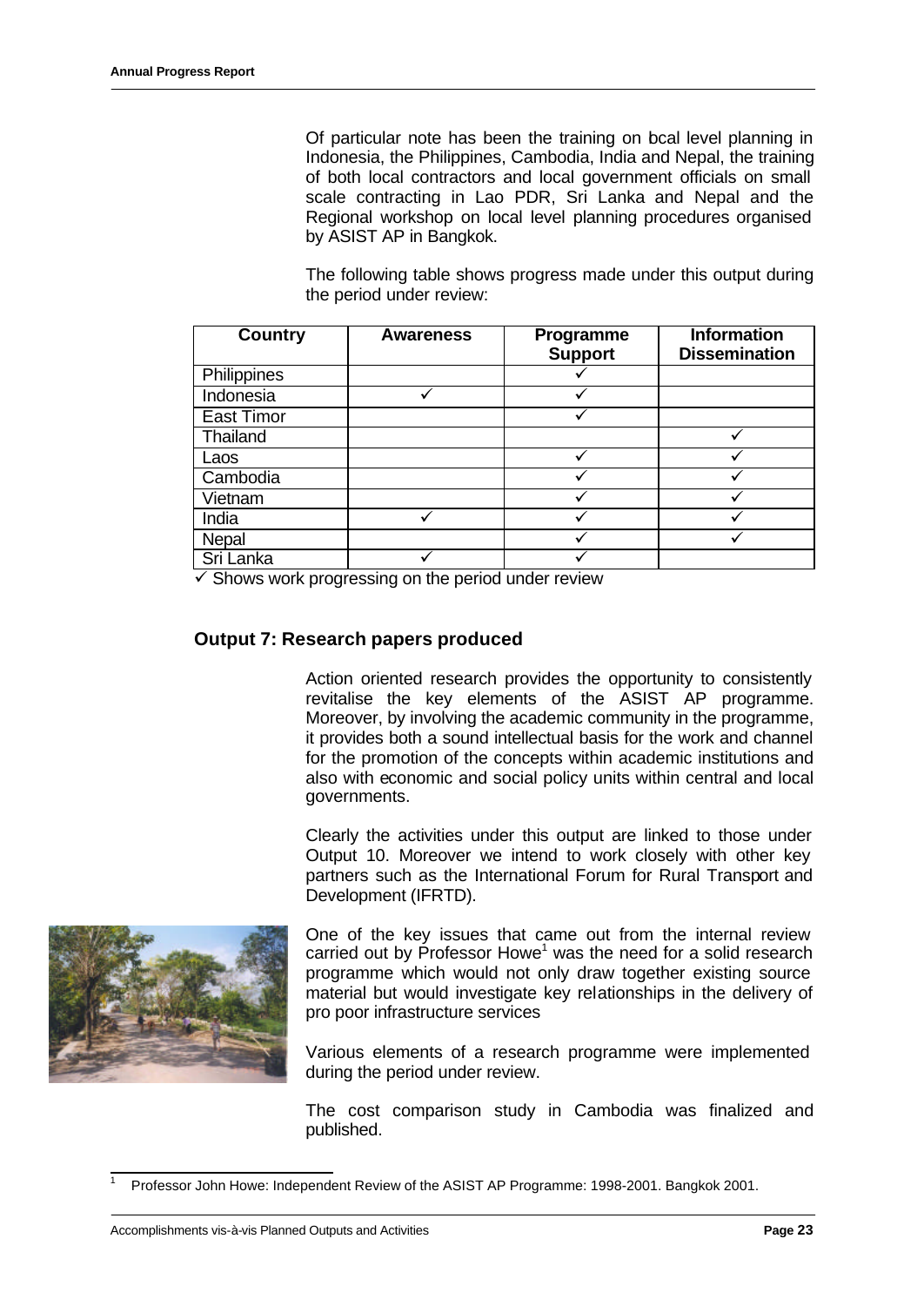Of particular note has been the training on local level planning in Indonesia, the Philippines, Cambodia, India and Nepal, the training of both local contractors and local government officials on small scale contracting in Lao PDR, Sri Lanka and Nepal and the Regional workshop on local level planning procedures organised by ASIST AP in Bangkok.

The following table shows progress made under this output during the period under review:

| Country | Awareness | Programme Support | Information Dissemination |
|---|---|---|---|
| Philippines | | ✓ | |
| Indonesia | ✓ | ✓ | |
| East Timor | | ✓ | |
| Thailand | | | ✓ |
| Laos | | ✓ | ✓ |
| Cambodia | | ✓ | ✓ |
| Vietnam | | ✓ | ✓ |
| India | ✓ | ✓ | ✓ |
| Nepal | | ✓ | ✓ |
| Sri Lanka | ✓ | ✓ | |

✓ Shows work progressing on the period under review

## Output 7: Research papers produced

Action oriented research provides the opportunity to consistently revitalise the key elements of the ASIST AP programme. Moreover, by involving the academic community in the programme, it provides both a sound intellectual basis for the work and channel for the promotion of the concepts within academic institutions and also with economic and social policy units within central and local governments.

Clearly the activities under this output are linked to those under Output 10. Moreover we intend to work closely with other key partners such as the International Forum for Rural Transport and Development (IFRTD).

One of the key issues that came out from the internal review carried out by Professor Howe[1] was the need for a solid research programme which would not only draw together existing source material but would investigate key relationships in the delivery of pro poor infrastructure services

Various elements of a research programme were implemented during the period under review.

The cost comparison study in Cambodia was finalized and published.

[1] Professor John Howe: Independent Review of the ASIST AP Programme: 1998-2001. Bangkok 2001.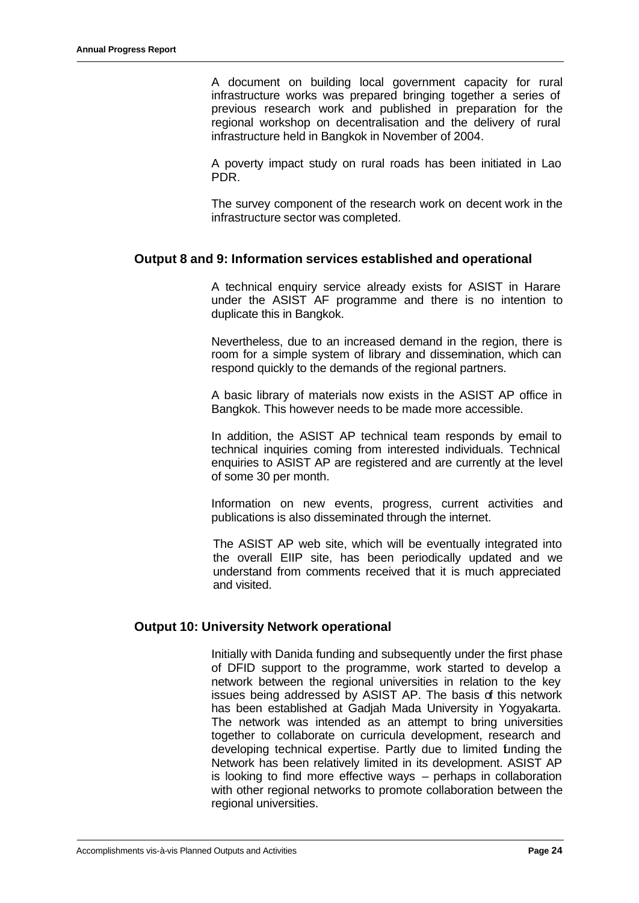A document on building local government capacity for rural infrastructure works was prepared bringing together a series of previous research work and published in preparation for the regional workshop on decentralisation and the delivery of rural infrastructure held in Bangkok in November of 2004.

A poverty impact study on rural roads has been initiated in Lao PDR.

The survey component of the research work on decent work in the infrastructure sector was completed.

### Output 8 and 9: Information services established and operational

A technical enquiry service already exists for ASIST in Harare under the ASIST AF programme and there is no intention to duplicate this in Bangkok.

Nevertheless, due to an increased demand in the region, there is room for a simple system of library and dissemination, which can respond quickly to the demands of the regional partners.

A basic library of materials now exists in the ASIST AP office in Bangkok. This however needs to be made more accessible.

In addition, the ASIST AP technical team responds by e-mail to technical inquiries coming from interested individuals. Technical enquiries to ASIST AP are registered and are currently at the level of some 30 per month.

Information on new events, progress, current activities and publications is also disseminated through the internet.

The ASIST AP web site, which will be eventually integrated into the overall EIIP site, has been periodically updated and we understand from comments received that it is much appreciated and visited.

### Output 10: University Network operational

Initially with Danida funding and subsequently under the first phase of DFID support to the programme, work started to develop a network between the regional universities in relation to the key issues being addressed by ASIST AP. The basis of this network has been established at Gadjah Mada University in Yogyakarta. The network was intended as an attempt to bring universities together to collaborate on curricula development, research and developing technical expertise. Partly due to limited funding the Network has been relatively limited in its development. ASIST AP is looking to find more effective ways – perhaps in collaboration with other regional networks to promote collaboration between the regional universities.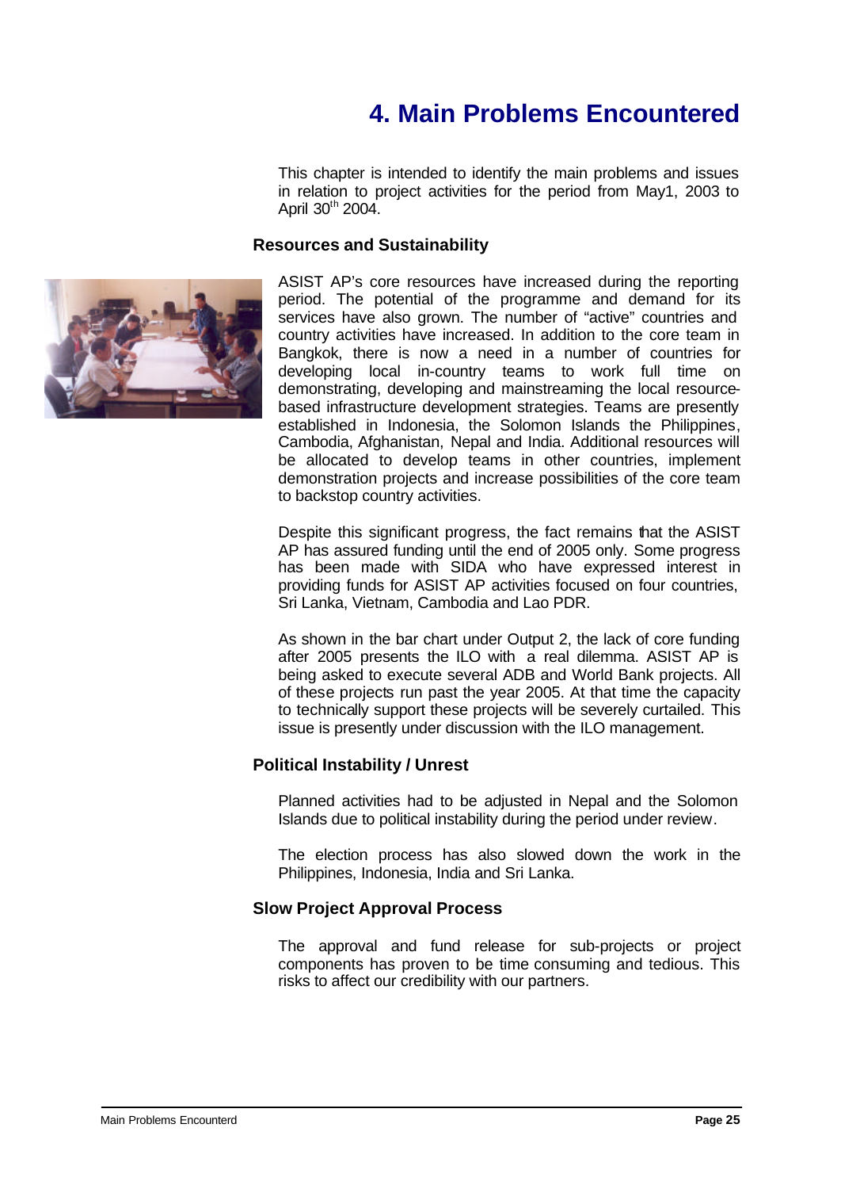# 4. Main Problems Encountered

This chapter is intended to identify the main problems and issues in relation to project activities for the period from May1, 2003 to April 30th 2004.

### Resources and Sustainability

ASIST AP's core resources have increased during the reporting period. The potential of the programme and demand for its services have also grown. The number of "active" countries and country activities have increased. In addition to the core team in Bangkok, there is now a need in a number of countries for developing local in-country teams to work full time on demonstrating, developing and mainstreaming the local resource-based infrastructure development strategies. Teams are presently established in Indonesia, the Solomon Islands the Philippines, Cambodia, Afghanistan, Nepal and India. Additional resources will be allocated to develop teams in other countries, implement demonstration projects and increase possibilities of the core team to backstop country activities.

Despite this significant progress, the fact remains that the ASIST AP has assured funding until the end of 2005 only. Some progress has been made with SIDA who have expressed interest in providing funds for ASIST AP activities focused on four countries, Sri Lanka, Vietnam, Cambodia and Lao PDR.

As shown in the bar chart under Output 2, the lack of core funding after 2005 presents the ILO with a real dilemma. ASIST AP is being asked to execute several ADB and World Bank projects. All of these projects run past the year 2005. At that time the capacity to technically support these projects will be severely curtailed. This issue is presently under discussion with the ILO management.

### Political Instability / Unrest

Planned activities had to be adjusted in Nepal and the Solomon Islands due to political instability during the period under review.

The election process has also slowed down the work in the Philippines, Indonesia, India and Sri Lanka.

### Slow Project Approval Process

The approval and fund release for sub-projects or project components has proven to be time consuming and tedious. This risks to affect our credibility with our partners.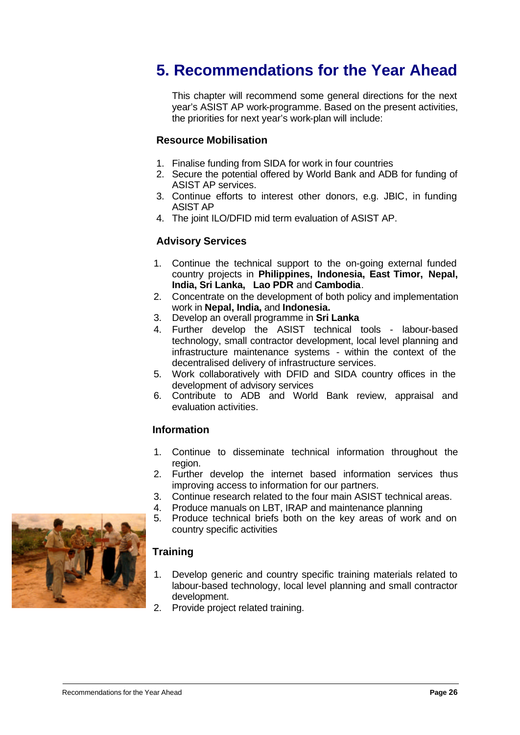# 5. Recommendations for the Year Ahead

This chapter will recommend some general directions for the next year's ASIST AP work-programme. Based on the present activities, the priorities for next year's work-plan will include:

### Resource Mobilisation

1. Finalise funding from SIDA for work in four countries
2. Secure the potential offered by World Bank and ADB for funding of ASIST AP services.
3. Continue efforts to interest other donors, e.g. JBIC, in funding ASIST AP
4. The joint ILO/DFID mid term evaluation of ASIST AP.

### Advisory Services

1. Continue the technical support to the on-going external funded country projects in **Philippines, Indonesia, East Timor, Nepal, India, Sri Lanka, Lao PDR** and **Cambodia**.
2. Concentrate on the development of both policy and implementation work in **Nepal, India,** and **Indonesia.**
3. Develop an overall programme in **Sri Lanka**
4. Further develop the ASIST technical tools - labour-based technology, small contractor development, local level planning and infrastructure maintenance systems - within the context of the decentralised delivery of infrastructure services.
5. Work collaboratively with DFID and SIDA country offices in the development of advisory services
6. Contribute to ADB and World Bank review, appraisal and evaluation activities.

### Information

1. Continue to disseminate technical information throughout the region.
2. Further develop the internet based information services thus improving access to information for our partners.
3. Continue research related to the four main ASIST technical areas.
4. Produce manuals on LBT, IRAP and maintenance planning
5. Produce technical briefs both on the key areas of work and on country specific activities

### Training

1. Develop generic and country specific training materials related to labour-based technology, local level planning and small contractor development.
2. Provide project related training.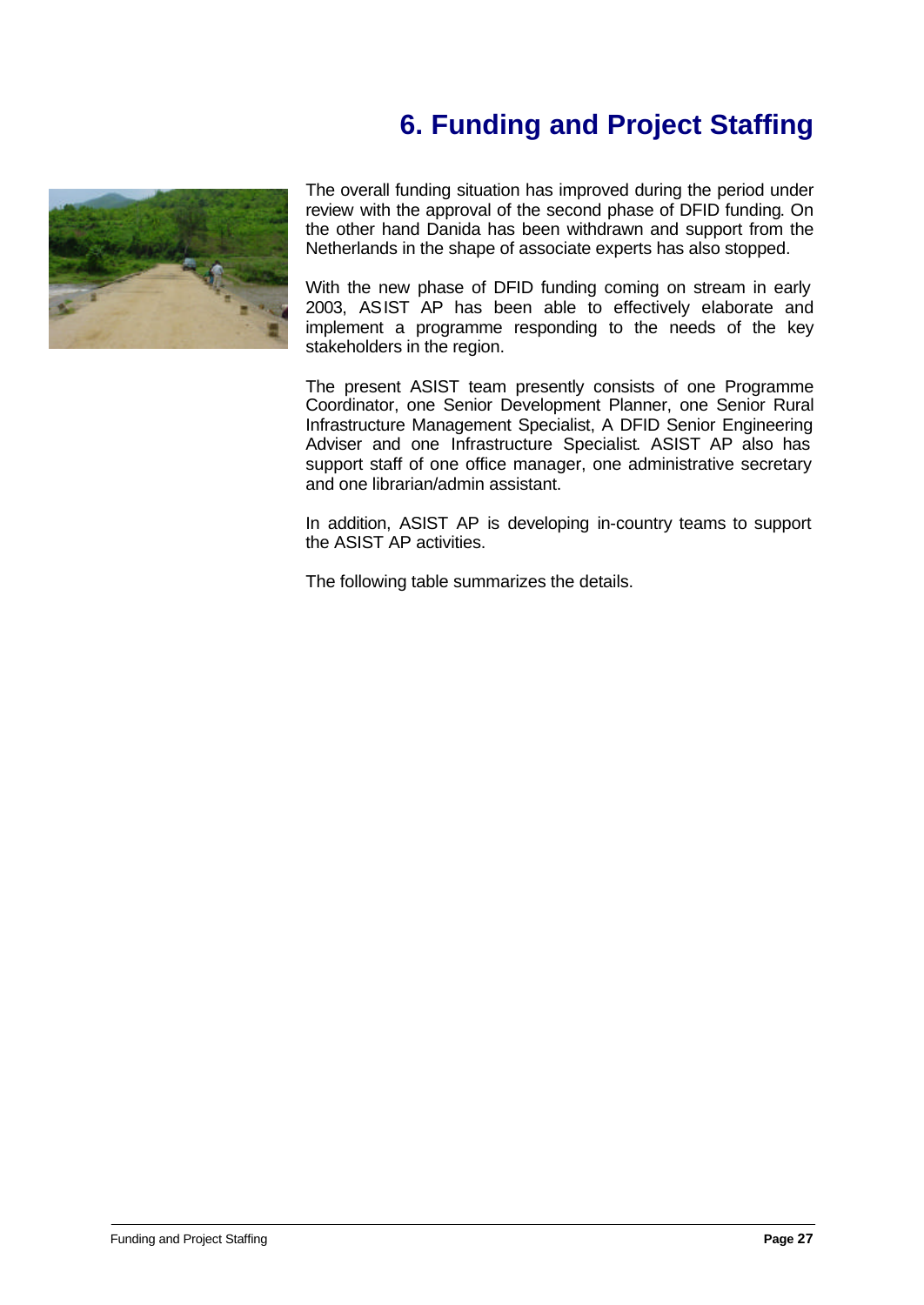# 6. Funding and Project Staffing

The overall funding situation has improved during the period under review with the approval of the second phase of DFID funding. On the other hand Danida has been withdrawn and support from the Netherlands in the shape of associate experts has also stopped.

With the new phase of DFID funding coming on stream in early 2003, ASIST AP has been able to effectively elaborate and implement a programme responding to the needs of the key stakeholders in the region.

The present ASIST team presently consists of one Programme Coordinator, one Senior Development Planner, one Senior Rural Infrastructure Management Specialist, A DFID Senior Engineering Adviser and one Infrastructure Specialist. ASIST AP also has support staff of one office manager, one administrative secretary and one librarian/admin assistant.

In addition, ASIST AP is developing in-country teams to support the ASIST AP activities.

The following table summarizes the details.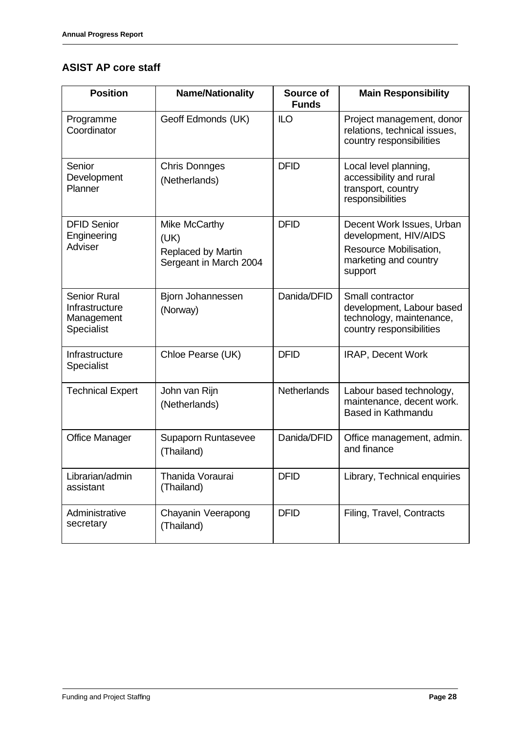### ASIST AP core staff

| Position | Name/Nationality | Source of Funds | Main Responsibility |
|---|---|---|---|
| Programme Coordinator | Geoff Edmonds (UK) | ILO | Project management, donor relations, technical issues, country responsibilities |
| Senior Development Planner | Chris Donnges (Netherlands) | DFID | Local level planning, accessibility and rural transport, country responsibilities |
| DFID Senior Engineering Adviser | Mike McCarthy (UK) Replaced by Martin Sergeant in March 2004 | DFID | Decent Work Issues, Urban development, HIV/AIDS Resource Mobilisation, marketing and country support |
| Senior Rural Infrastructure Management Specialist | Bjorn Johannessen (Norway) | Danida/DFID | Small contractor development, Labour based technology, maintenance, country responsibilities |
| Infrastructure Specialist | Chloe Pearse (UK) | DFID | IRAP, Decent Work |
| Technical Expert | John van Rijn (Netherlands) | Netherlands | Labour based technology, maintenance, decent work. Based in Kathmandu |
| Office Manager | Supaporn Runtasevee (Thailand) | Danida/DFID | Office management, admin. and finance |
| Librarian/admin assistant | Thanida Voraurai (Thailand) | DFID | Library, Technical enquiries |
| Administrative secretary | Chayanin Veerapong (Thailand) | DFID | Filing, Travel, Contracts |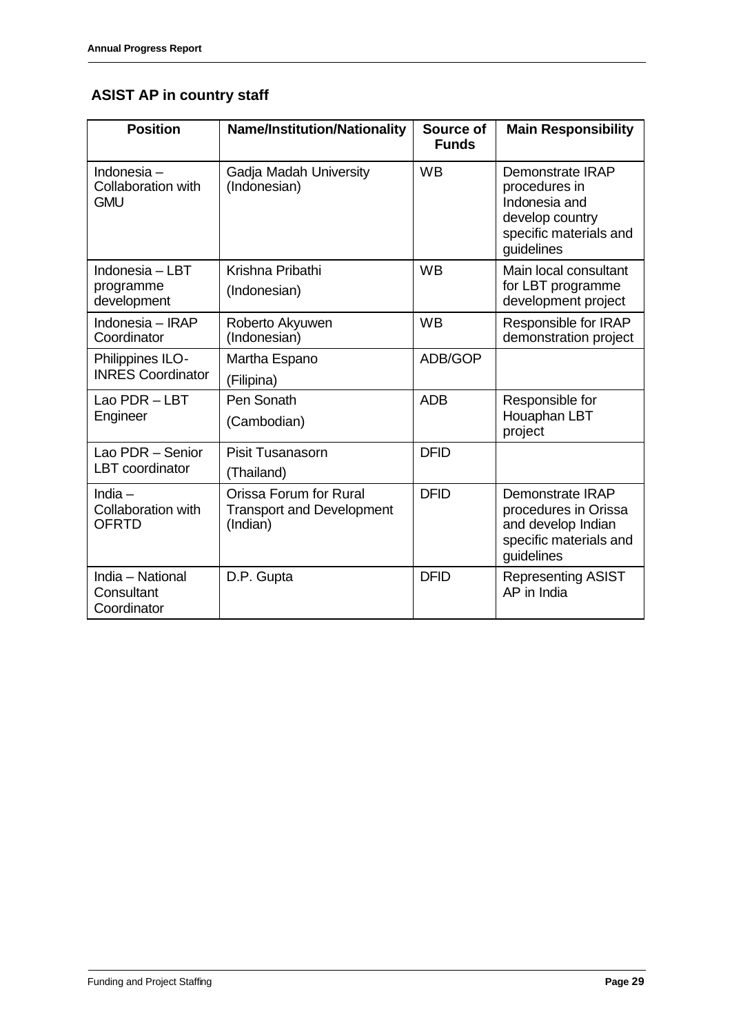## ASIST AP in country staff

| Position | Name/Institution/Nationality | Source of Funds | Main Responsibility |
|---|---|---|---|
| Indonesia – Collaboration with GMU | Gadja Madah University (Indonesian) | WB | Demonstrate IRAP procedures in Indonesia and develop country specific materials and guidelines |
| Indonesia – LBT programme development | Krishna Pribathi (Indonesian) | WB | Main local consultant for LBT programme development project |
| Indonesia – IRAP Coordinator | Roberto Akyuwen (Indonesian) | WB | Responsible for IRAP demonstration project |
| Philippines ILO-INRES Coordinator | Martha Espano (Filipina) | ADB/GOP | |
| Lao PDR – LBT Engineer | Pen Sonath (Cambodian) | ADB | Responsible for Houaphan LBT project |
| Lao PDR – Senior LBT coordinator | Pisit Tusanasorn (Thailand) | DFID | |
| India – Collaboration with OFRTD | Orissa Forum for Rural Transport and Development (Indian) | DFID | Demonstrate IRAP procedures in Orissa and develop Indian specific materials and guidelines |
| India – National Consultant Coordinator | D.P. Gupta | DFID | Representing ASIST AP in India |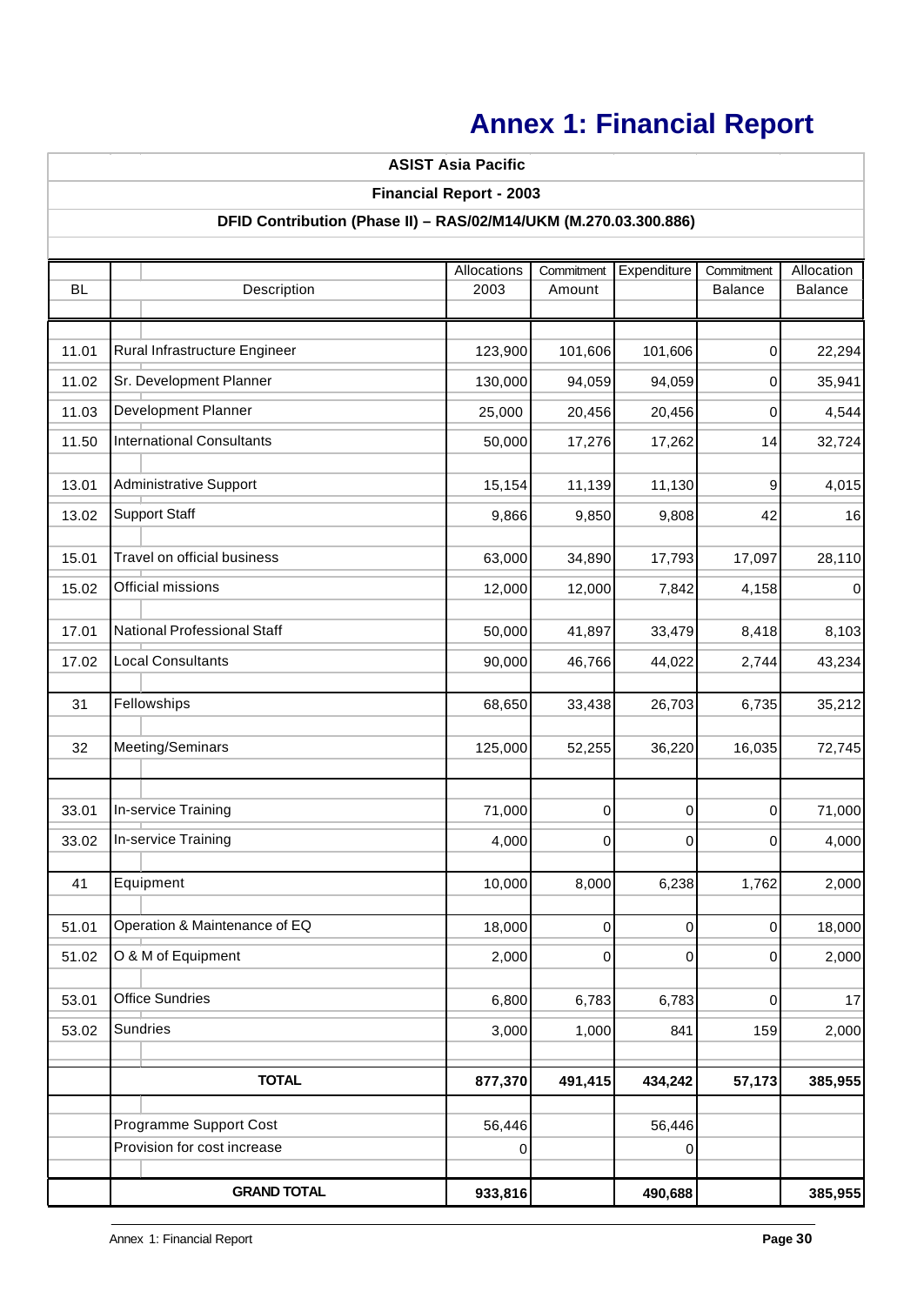# Annex 1: Financial Report

**ASIST Asia Pacific**

**Financial Report - 2003**

**DFID Contribution (Phase II) – RAS/02/M14/UKM (M.270.03.300.886)**

| BL | Description | Allocations 2003 | Commitment Amount | Expenditure | Commitment Balance | Allocation Balance |
|---|---|---|---|---|---|---|
| 11.01 | Rural Infrastructure Engineer | 123,900 | 101,606 | 101,606 | 0 | 22,294 |
| 11.02 | Sr. Development Planner | 130,000 | 94,059 | 94,059 | 0 | 35,941 |
| 11.03 | Development Planner | 25,000 | 20,456 | 20,456 | 0 | 4,544 |
| 11.50 | International Consultants | 50,000 | 17,276 | 17,262 | 14 | 32,724 |
| 13.01 | Administrative Support | 15,154 | 11,139 | 11,130 | 9 | 4,015 |
| 13.02 | Support Staff | 9,866 | 9,850 | 9,808 | 42 | 16 |
| 15.01 | Travel on official business | 63,000 | 34,890 | 17,793 | 17,097 | 28,110 |
| 15.02 | Official missions | 12,000 | 12,000 | 7,842 | 4,158 | 0 |
| 17.01 | National Professional Staff | 50,000 | 41,897 | 33,479 | 8,418 | 8,103 |
| 17.02 | Local Consultants | 90,000 | 46,766 | 44,022 | 2,744 | 43,234 |
| 31 | Fellowships | 68,650 | 33,438 | 26,703 | 6,735 | 35,212 |
| 32 | Meeting/Seminars | 125,000 | 52,255 | 36,220 | 16,035 | 72,745 |
| 33.01 | In-service Training | 71,000 | 0 | 0 | 0 | 71,000 |
| 33.02 | In-service Training | 4,000 | 0 | 0 | 0 | 4,000 |
| 41 | Equipment | 10,000 | 8,000 | 6,238 | 1,762 | 2,000 |
| 51.01 | Operation & Maintenance of EQ | 18,000 | 0 | 0 | 0 | 18,000 |
| 51.02 | O & M of Equipment | 2,000 | 0 | 0 | 0 | 2,000 |
| 53.01 | Office Sundries | 6,800 | 6,783 | 6,783 | 0 | 17 |
| 53.02 | Sundries | 3,000 | 1,000 | 841 | 159 | 2,000 |
| | **TOTAL** | **877,370** | **491,415** | **434,242** | **57,173** | **385,955** |
| | Programme Support Cost | 56,446 | | 56,446 | | |
| | Provision for cost increase | 0 | | 0 | | |
| | **GRAND TOTAL** | **933,816** | | **490,688** | | **385,955** |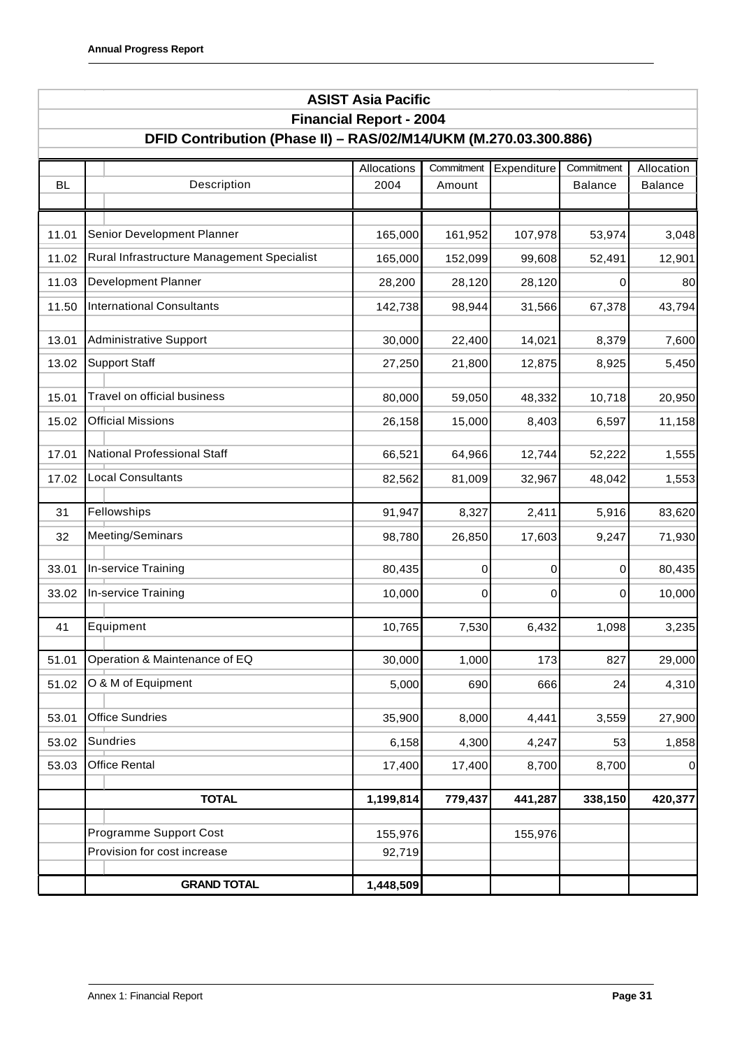## ASIST Asia Pacific

### Financial Report - 2004

### DFID Contribution (Phase II) – RAS/02/M14/UKM (M.270.03.300.886)

| BL | Description | Allocations 2004 | Commitment Amount | Expenditure | Commitment Balance | Allocation Balance |
|---|---|---|---|---|---|---|
| 11.01 | Senior Development Planner | 165,000 | 161,952 | 107,978 | 53,974 | 3,048 |
| 11.02 | Rural Infrastructure Management Specialist | 165,000 | 152,099 | 99,608 | 52,491 | 12,901 |
| 11.03 | Development Planner | 28,200 | 28,120 | 28,120 | 0 | 80 |
| 11.50 | International Consultants | 142,738 | 98,944 | 31,566 | 67,378 | 43,794 |
| 13.01 | Administrative Support | 30,000 | 22,400 | 14,021 | 8,379 | 7,600 |
| 13.02 | Support Staff | 27,250 | 21,800 | 12,875 | 8,925 | 5,450 |
| 15.01 | Travel on official business | 80,000 | 59,050 | 48,332 | 10,718 | 20,950 |
| 15.02 | Official Missions | 26,158 | 15,000 | 8,403 | 6,597 | 11,158 |
| 17.01 | National Professional Staff | 66,521 | 64,966 | 12,744 | 52,222 | 1,555 |
| 17.02 | Local Consultants | 82,562 | 81,009 | 32,967 | 48,042 | 1,553 |
| 31 | Fellowships | 91,947 | 8,327 | 2,411 | 5,916 | 83,620 |
| 32 | Meeting/Seminars | 98,780 | 26,850 | 17,603 | 9,247 | 71,930 |
| 33.01 | In-service Training | 80,435 | 0 | 0 | 0 | 80,435 |
| 33.02 | In-service Training | 10,000 | 0 | 0 | 0 | 10,000 |
| 41 | Equipment | 10,765 | 7,530 | 6,432 | 1,098 | 3,235 |
| 51.01 | Operation & Maintenance of EQ | 30,000 | 1,000 | 173 | 827 | 29,000 |
| 51.02 | O & M of Equipment | 5,000 | 690 | 666 | 24 | 4,310 |
| 53.01 | Office Sundries | 35,900 | 8,000 | 4,441 | 3,559 | 27,900 |
| 53.02 | Sundries | 6,158 | 4,300 | 4,247 | 53 | 1,858 |
| 53.03 | Office Rental | 17,400 | 17,400 | 8,700 | 8,700 | 0 |
| | **TOTAL** | **1,199,814** | **779,437** | **441,287** | **338,150** | **420,377** |
| | Programme Support Cost | 155,976 | | 155,976 | | |
| | Provision for cost increase | 92,719 | | | | |
| | **GRAND TOTAL** | **1,448,509** | | | | |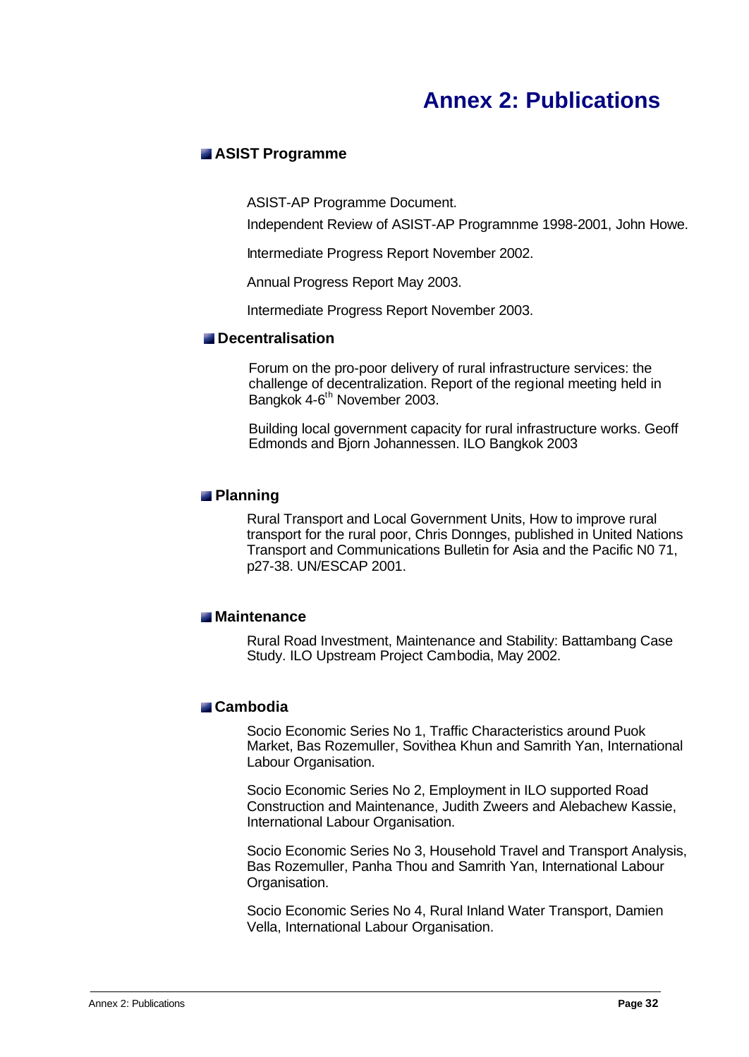# Annex 2: Publications

## ASIST Programme

ASIST-AP Programme Document.

Independent Review of ASIST-AP Programnme 1998-2001, John Howe.

Intermediate Progress Report November 2002.

Annual Progress Report May 2003.

Intermediate Progress Report November 2003.

## Decentralisation

Forum on the pro-poor delivery of rural infrastructure services: the challenge of decentralization. Report of the regional meeting held in Bangkok 4-6th November 2003.

Building local government capacity for rural infrastructure works. Geoff Edmonds and Bjorn Johannessen. ILO Bangkok 2003

## Planning

Rural Transport and Local Government Units, How to improve rural transport for the rural poor, Chris Donnges, published in United Nations Transport and Communications Bulletin for Asia and the Pacific N0 71, p27-38. UN/ESCAP 2001.

## Maintenance

Rural Road Investment, Maintenance and Stability: Battambang Case Study. ILO Upstream Project Cambodia, May 2002.

## Cambodia

Socio Economic Series No 1, Traffic Characteristics around Puok Market, Bas Rozemuller, Sovithea Khun and Samrith Yan, International Labour Organisation.

Socio Economic Series No 2, Employment in ILO supported Road Construction and Maintenance, Judith Zweers and Alebachew Kassie, International Labour Organisation.

Socio Economic Series No 3, Household Travel and Transport Analysis, Bas Rozemuller, Panha Thou and Samrith Yan, International Labour Organisation.

Socio Economic Series No 4, Rural Inland Water Transport, Damien Vella, International Labour Organisation.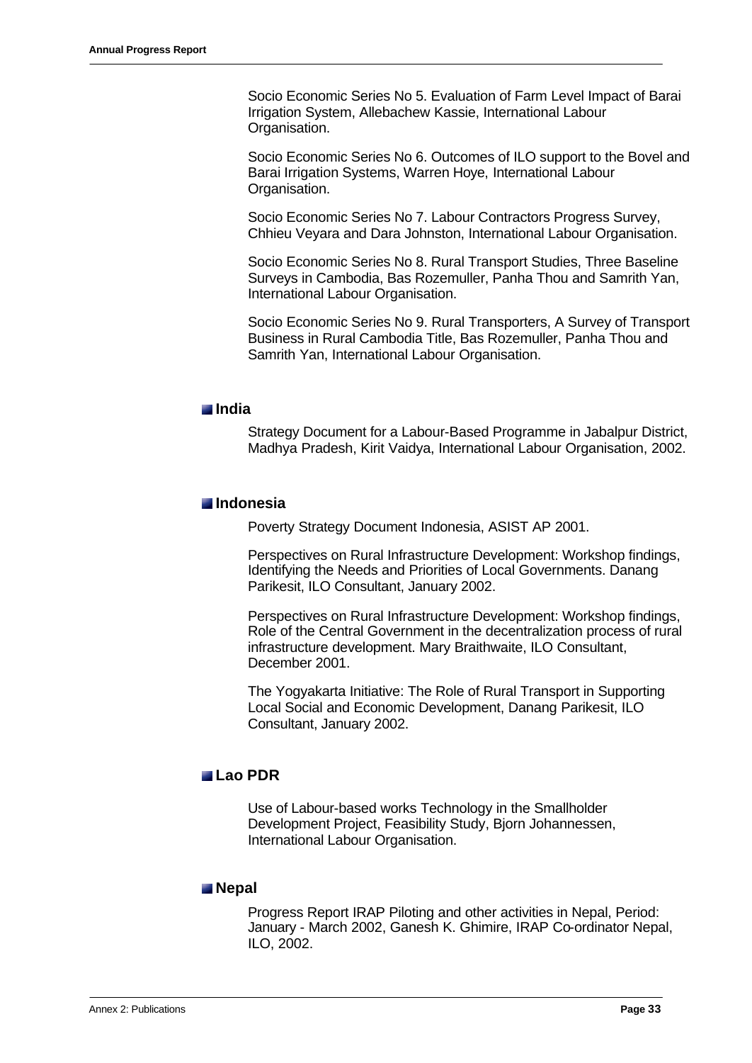Socio Economic Series No 5. Evaluation of Farm Level Impact of Barai Irrigation System, Allebachew Kassie, International Labour Organisation.

Socio Economic Series No 6. Outcomes of ILO support to the Bovel and Barai Irrigation Systems, Warren Hoye, International Labour Organisation.

Socio Economic Series No 7. Labour Contractors Progress Survey, Chhieu Veyara and Dara Johnston, International Labour Organisation.

Socio Economic Series No 8. Rural Transport Studies, Three Baseline Surveys in Cambodia, Bas Rozemuller, Panha Thou and Samrith Yan, International Labour Organisation.

Socio Economic Series No 9. Rural Transporters, A Survey of Transport Business in Rural Cambodia Title, Bas Rozemuller, Panha Thou and Samrith Yan, International Labour Organisation.

## India

Strategy Document for a Labour-Based Programme in Jabalpur District, Madhya Pradesh, Kirit Vaidya, International Labour Organisation, 2002.

## Indonesia

Poverty Strategy Document Indonesia, ASIST AP 2001.

Perspectives on Rural Infrastructure Development: Workshop findings, Identifying the Needs and Priorities of Local Governments. Danang Parikesit, ILO Consultant, January 2002.

Perspectives on Rural Infrastructure Development: Workshop findings, Role of the Central Government in the decentralization process of rural infrastructure development. Mary Braithwaite, ILO Consultant, December 2001.

The Yogyakarta Initiative: The Role of Rural Transport in Supporting Local Social and Economic Development, Danang Parikesit, ILO Consultant, January 2002.

## Lao PDR

Use of Labour-based works Technology in the Smallholder Development Project, Feasibility Study, Bjorn Johannessen, International Labour Organisation.

## Nepal

Progress Report IRAP Piloting and other activities in Nepal, Period: January - March 2002, Ganesh K. Ghimire, IRAP Co-ordinator Nepal, ILO, 2002.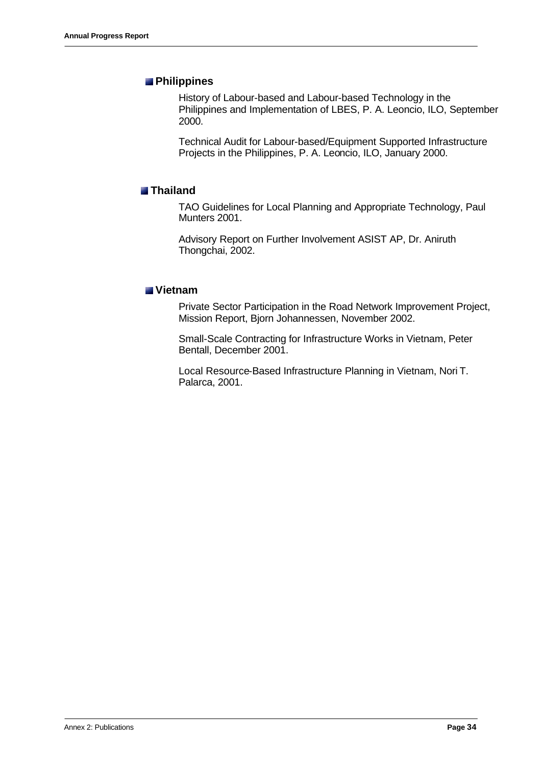### Philippines

History of Labour-based and Labour-based Technology in the Philippines and Implementation of LBES, P. A. Leoncio, ILO, September 2000.

Technical Audit for Labour-based/Equipment Supported Infrastructure Projects in the Philippines, P. A. Leoncio, ILO, January 2000.

### Thailand

TAO Guidelines for Local Planning and Appropriate Technology, Paul Munters 2001.

Advisory Report on Further Involvement ASIST AP, Dr. Aniruth Thongchai, 2002.

### Vietnam

Private Sector Participation in the Road Network Improvement Project, Mission Report, Bjorn Johannessen, November 2002.

Small-Scale Contracting for Infrastructure Works in Vietnam, Peter Bentall, December 2001.

Local Resource-Based Infrastructure Planning in Vietnam, Nori T. Palarca, 2001.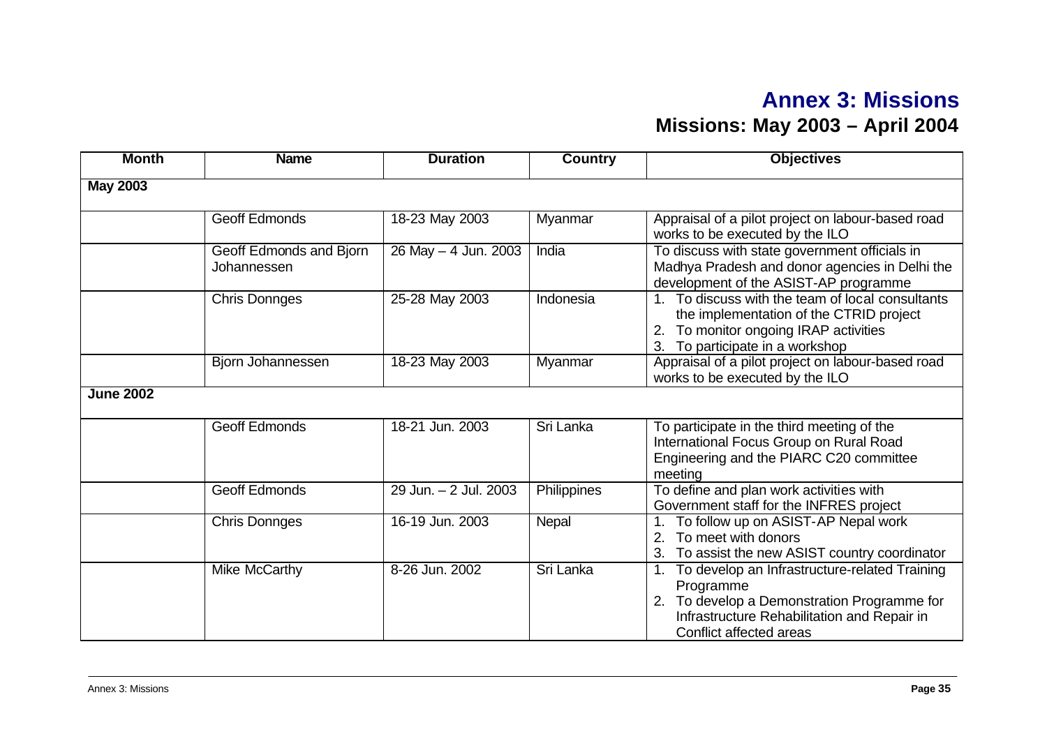# Annex 3: Missions

## Missions: May 2003 – April 2004

| Month | Name | Duration | Country | Objectives |
|---|---|---|---|---|
| **May 2003** | | | | |
| | Geoff Edmonds | 18-23 May 2003 | Myanmar | Appraisal of a pilot project on labour-based road works to be executed by the ILO |
| | Geoff Edmonds and Bjorn Johannessen | 26 May – 4 Jun. 2003 | India | To discuss with state government officials in Madhya Pradesh and donor agencies in Delhi the development of the ASIST-AP programme |
| | Chris Donnges | 25-28 May 2003 | Indonesia | 1. To discuss with the team of local consultants the implementation of the CTRID project<br>2. To monitor ongoing IRAP activities<br>3. To participate in a workshop |
| | Bjorn Johannessen | 18-23 May 2003 | Myanmar | Appraisal of a pilot project on labour-based road works to be executed by the ILO |
| **June 2002** | | | | |
| | Geoff Edmonds | 18-21 Jun. 2003 | Sri Lanka | To participate in the third meeting of the International Focus Group on Rural Road Engineering and the PIARC C20 committee meeting |
| | Geoff Edmonds | 29 Jun. – 2 Jul. 2003 | Philippines | To define and plan work activities with Government staff for the INFRES project |
| | Chris Donnges | 16-19 Jun. 2003 | Nepal | 1. To follow up on ASIST-AP Nepal work<br>2. To meet with donors<br>3. To assist the new ASIST country coordinator |
| | Mike McCarthy | 8-26 Jun. 2002 | Sri Lanka | 1. To develop an Infrastructure-related Training Programme<br>2. To develop a Demonstration Programme for Infrastructure Rehabilitation and Repair in Conflict affected areas |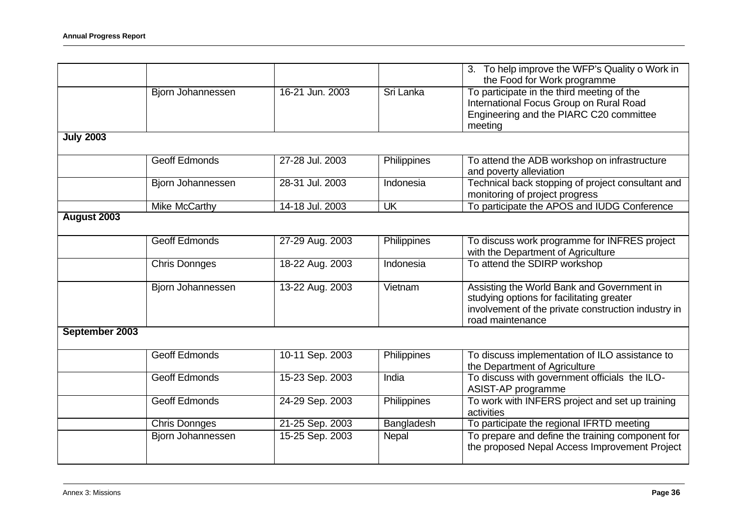| | | | | |
|---|---|---|---|---|
| | | | | 3. To help improve the WFP's Quality o Work in the Food for Work programme |
| | Bjorn Johannessen | 16-21 Jun. 2003 | Sri Lanka | To participate in the third meeting of the International Focus Group on Rural Road Engineering and the PIARC C20 committee meeting |
| **July 2003** | | | | |
| | Geoff Edmonds | 27-28 Jul. 2003 | Philippines | To attend the ADB workshop on infrastructure and poverty alleviation |
| | Bjorn Johannessen | 28-31 Jul. 2003 | Indonesia | Technical back stopping of project consultant and monitoring of project progress |
| | Mike McCarthy | 14-18 Jul. 2003 | UK | To participate the APOS and IUDG Conference |
| **August 2003** | | | | |
| | Geoff Edmonds | 27-29 Aug. 2003 | Philippines | To discuss work programme for INFRES project with the Department of Agriculture |
| | Chris Donnges | 18-22 Aug. 2003 | Indonesia | To attend the SDIRP workshop |
| | Bjorn Johannessen | 13-22 Aug. 2003 | Vietnam | Assisting the World Bank and Government in studying options for facilitating greater involvement of the private construction industry in road maintenance |
| **September 2003** | | | | |
| | Geoff Edmonds | 10-11 Sep. 2003 | Philippines | To discuss implementation of ILO assistance to the Department of Agriculture |
| | Geoff Edmonds | 15-23 Sep. 2003 | India | To discuss with government officials the ILO-ASIST-AP programme |
| | Geoff Edmonds | 24-29 Sep. 2003 | Philippines | To work with INFERS project and set up training activities |
| | Chris Donnges | 21-25 Sep. 2003 | Bangladesh | To participate the regional IFRTD meeting |
| | Bjorn Johannessen | 15-25 Sep. 2003 | Nepal | To prepare and define the training component for the proposed Nepal Access Improvement Project |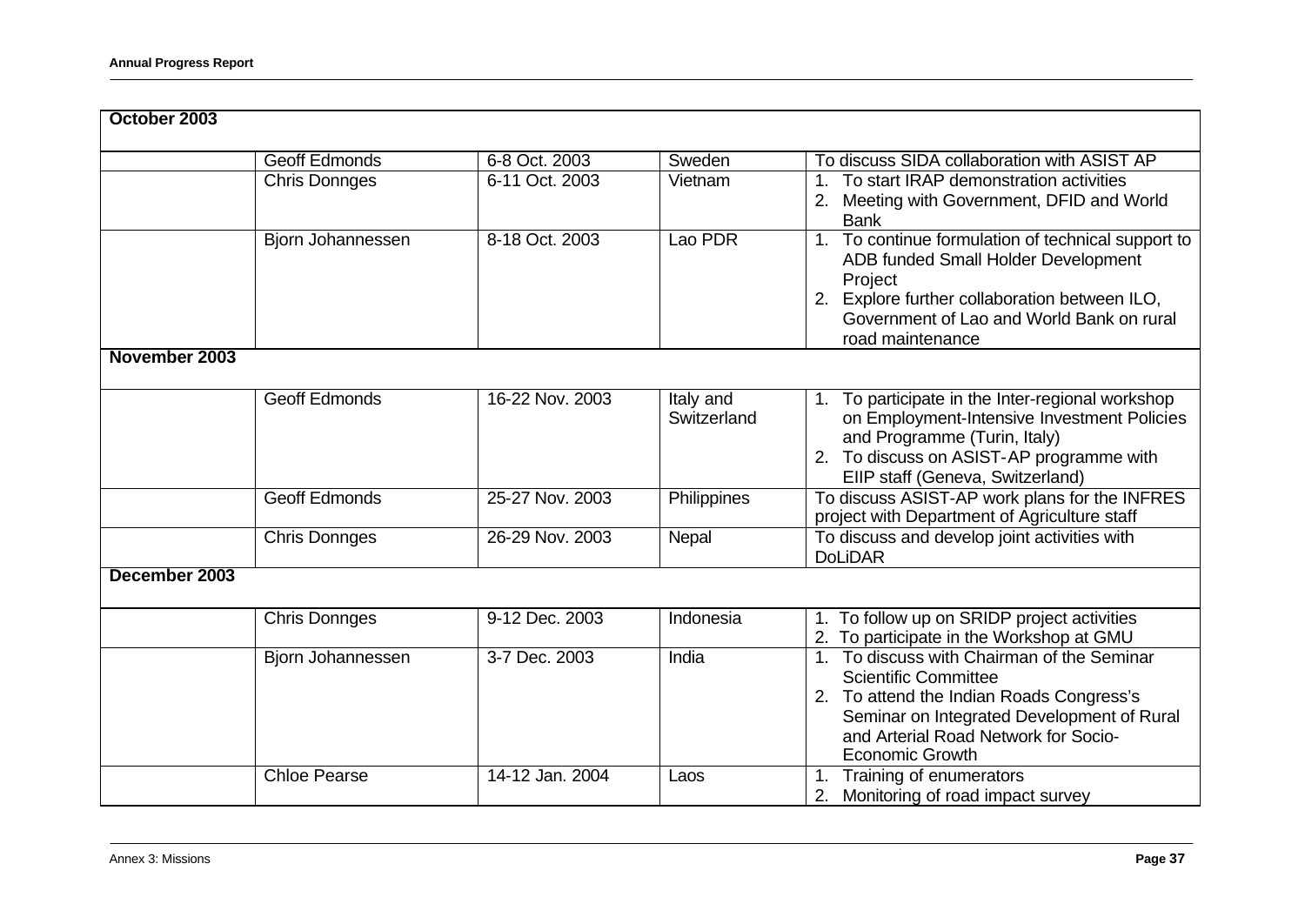| | | | | |
|---|---|---|---|---|
| **October 2003** | | | | |
| | Geoff Edmonds | 6-8 Oct. 2003 | Sweden | To discuss SIDA collaboration with ASIST AP |
| | Chris Donnges | 6-11 Oct. 2003 | Vietnam | 1. To start IRAP demonstration activities<br>2. Meeting with Government, DFID and World Bank |
| | Bjorn Johannessen | 8-18 Oct. 2003 | Lao PDR | 1. To continue formulation of technical support to ADB funded Small Holder Development Project<br>2. Explore further collaboration between ILO, Government of Lao and World Bank on rural road maintenance |
| **November 2003** | | | | |
| | Geoff Edmonds | 16-22 Nov. 2003 | Italy and Switzerland | 1. To participate in the Inter-regional workshop on Employment-Intensive Investment Policies and Programme (Turin, Italy)<br>2. To discuss on ASIST-AP programme with EIIP staff (Geneva, Switzerland) |
| | Geoff Edmonds | 25-27 Nov. 2003 | Philippines | To discuss ASIST-AP work plans for the INFRES project with Department of Agriculture staff |
| | Chris Donnges | 26-29 Nov. 2003 | Nepal | To discuss and develop joint activities with DoLiDAR |
| **December 2003** | | | | |
| | Chris Donnges | 9-12 Dec. 2003 | Indonesia | 1. To follow up on SRIDP project activities<br>2. To participate in the Workshop at GMU |
| | Bjorn Johannessen | 3-7 Dec. 2003 | India | 1. To discuss with Chairman of the Seminar Scientific Committee<br>2. To attend the Indian Roads Congress's Seminar on Integrated Development of Rural and Arterial Road Network for Socio-Economic Growth |
| | Chloe Pearse | 14-12 Jan. 2004 | Laos | 1. Training of enumerators<br>2. Monitoring of road impact survey |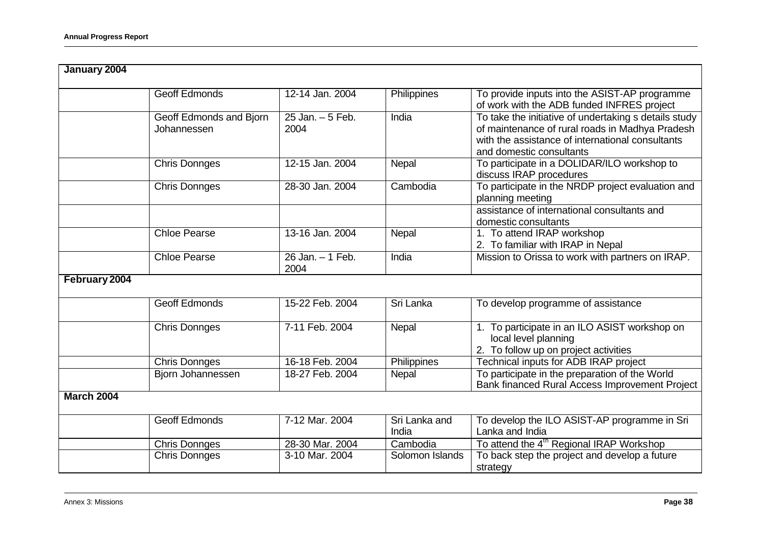| January 2004 | | | | |
|---|---|---|---|---|
| | Geoff Edmonds | 12-14 Jan. 2004 | Philippines | To provide inputs into the ASIST-AP programme of work with the ADB funded INFRES project |
| | Geoff Edmonds and Bjorn Johannessen | 25 Jan. – 5 Feb. 2004 | India | To take the initiative of undertaking s details study of maintenance of rural roads in Madhya Pradesh with the assistance of international consultants and domestic consultants |
| | Chris Donnges | 12-15 Jan. 2004 | Nepal | To participate in a DOLIDAR/ILO workshop to discuss IRAP procedures |
| | Chris Donnges | 28-30 Jan. 2004 | Cambodia | To participate in the NRDP project evaluation and planning meeting |
| | | | | assistance of international consultants and domestic consultants |
| | Chloe Pearse | 13-16 Jan. 2004 | Nepal | 1. To attend IRAP workshop<br>2. To familiar with IRAP in Nepal |
| | Chloe Pearse | 26 Jan. – 1 Feb. 2004 | India | Mission to Orissa to work with partners on IRAP. |
| **February 2004** | | | | |
| | Geoff Edmonds | 15-22 Feb. 2004 | Sri Lanka | To develop programme of assistance |
| | Chris Donnges | 7-11 Feb. 2004 | Nepal | 1. To participate in an ILO ASIST workshop on local level planning<br>2. To follow up on project activities |
| | Chris Donnges | 16-18 Feb. 2004 | Philippines | Technical inputs for ADB IRAP project |
| | Bjorn Johannessen | 18-27 Feb. 2004 | Nepal | To participate in the preparation of the World Bank financed Rural Access Improvement Project |
| **March 2004** | | | | |
| | Geoff Edmonds | 7-12 Mar. 2004 | Sri Lanka and India | To develop the ILO ASIST-AP programme in Sri Lanka and India |
| | Chris Donnges | 28-30 Mar. 2004 | Cambodia | To attend the 4th Regional IRAP Workshop |
| | Chris Donnges | 3-10 Mar. 2004 | Solomon Islands | To back step the project and develop a future strategy |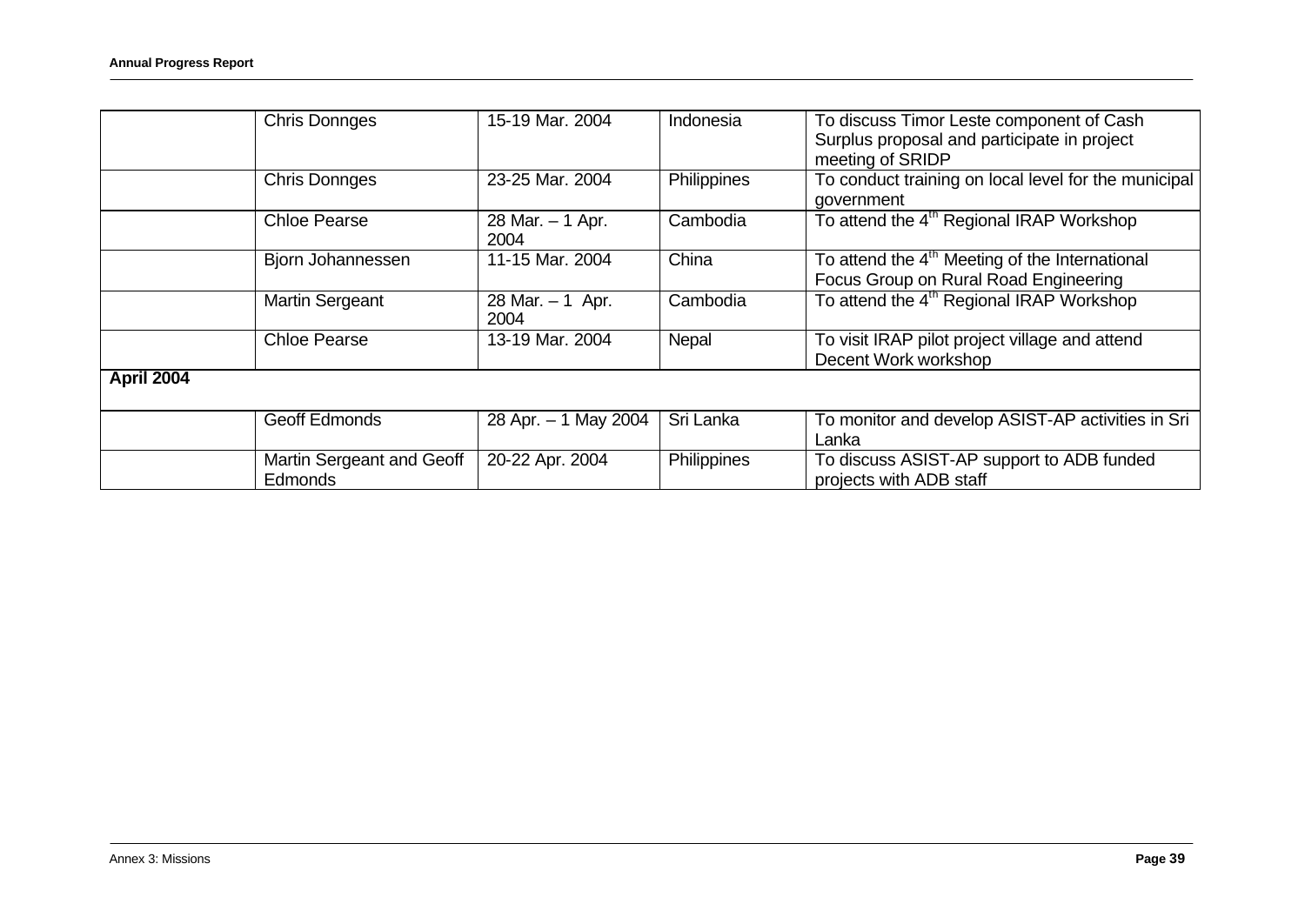| | | | | |
|---|---|---|---|---|
| | Chris Donnges | 15-19 Mar. 2004 | Indonesia | To discuss Timor Leste component of Cash Surplus proposal and participate in project meeting of SRIDP |
| | Chris Donnges | 23-25 Mar. 2004 | Philippines | To conduct training on local level for the municipal government |
| | Chloe Pearse | 28 Mar. – 1 Apr. 2004 | Cambodia | To attend the 4th Regional IRAP Workshop |
| | Bjorn Johannessen | 11-15 Mar. 2004 | China | To attend the 4th Meeting of the International Focus Group on Rural Road Engineering |
| | Martin Sergeant | 28 Mar. – 1 Apr. 2004 | Cambodia | To attend the 4th Regional IRAP Workshop |
| | Chloe Pearse | 13-19 Mar. 2004 | Nepal | To visit IRAP pilot project village and attend Decent Work workshop |
| **April 2004** | | | | |
| | Geoff Edmonds | 28 Apr. – 1 May 2004 | Sri Lanka | To monitor and develop ASIST-AP activities in Sri Lanka |
| | Martin Sergeant and Geoff Edmonds | 20-22 Apr. 2004 | Philippines | To discuss ASIST-AP support to ADB funded projects with ADB staff |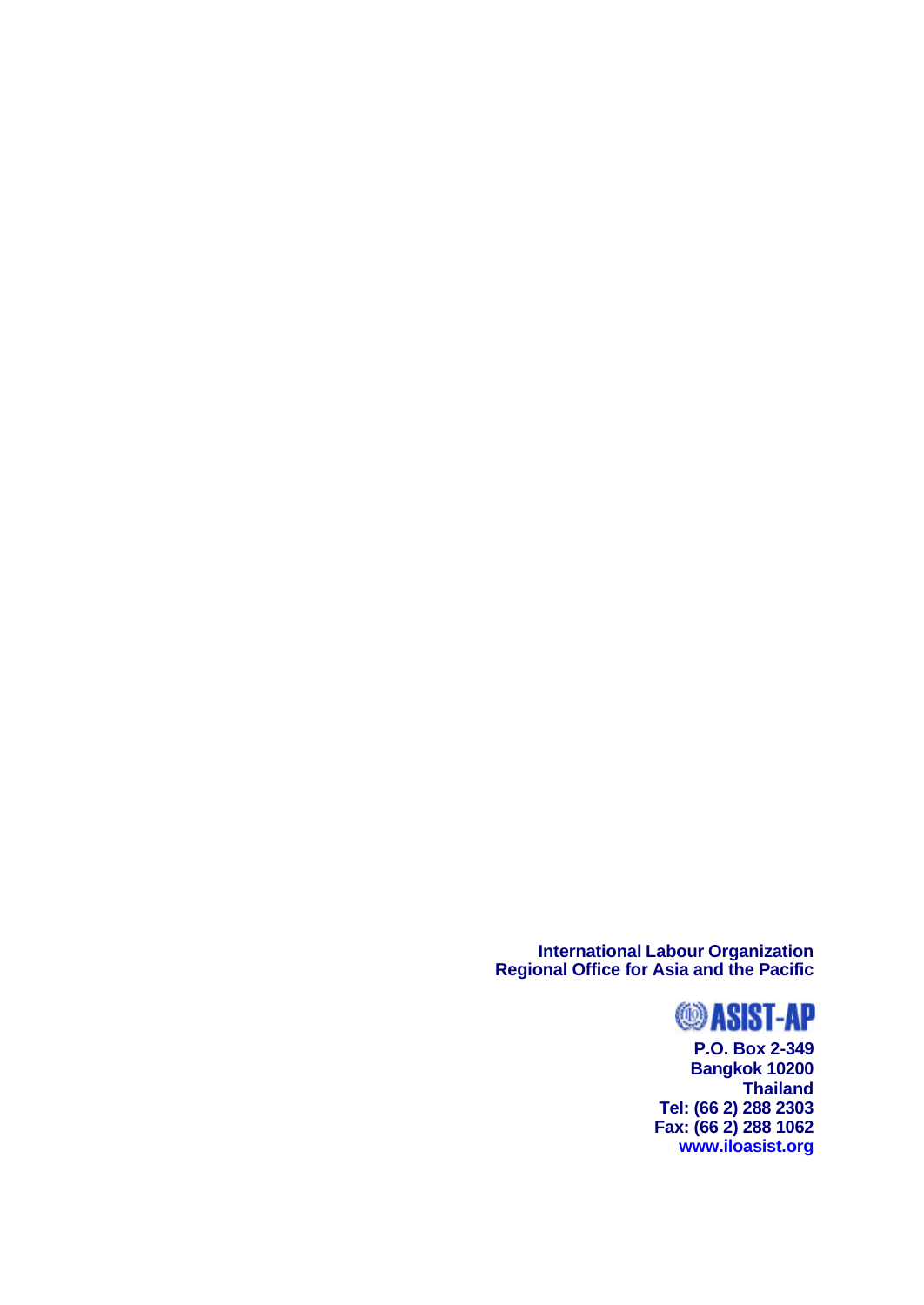**International Labour Organization**
**Regional Office for Asia and the Pacific**

**ASIST-AP**

**P.O. Box 2-349**
**Bangkok 10200**
**Thailand**
**Tel: (66 2) 288 2303**
**Fax: (66 2) 288 1062**
**www.iloasist.org**